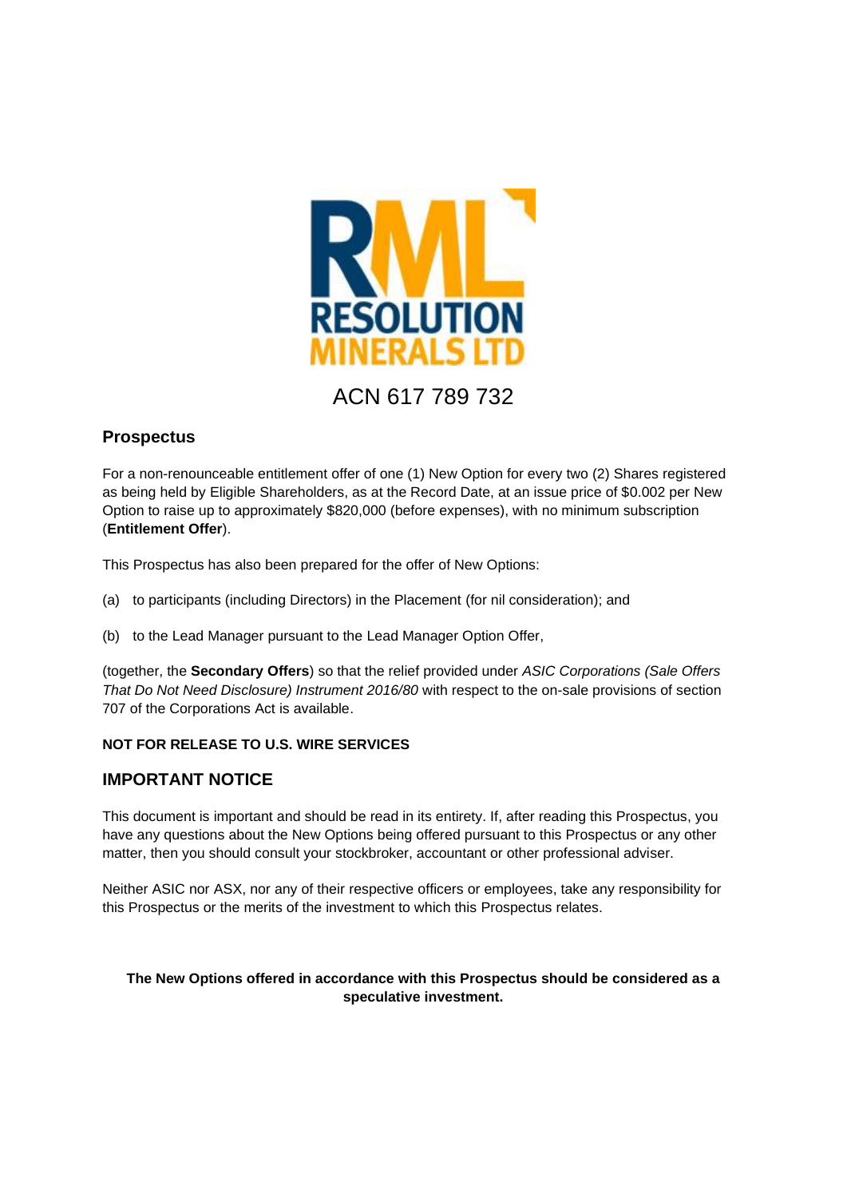RML

RESOLUTION MINERALS LTD

ACN 617 789 732

## Prospectus

For a non-renounceable entitlement offer of one (1) New Option for every two (2) Shares registered as being held by Eligible Shareholders, as at the Record Date, at an issue price of $0.002 per New Option to raise up to approximately $820,000 (before expenses), with no minimum subscription (**Entitlement Offer**).

This Prospectus has also been prepared for the offer of New Options:

(a) to participants (including Directors) in the Placement (for nil consideration); and

(b) to the Lead Manager pursuant to the Lead Manager Option Offer,

(together, the **Secondary Offers**) so that the relief provided under *ASIC Corporations (Sale Offers That Do Not Need Disclosure) Instrument 2016/80* with respect to the on-sale provisions of section 707 of the Corporations Act is available.

**NOT FOR RELEASE TO U.S. WIRE SERVICES**

## IMPORTANT NOTICE

This document is important and should be read in its entirety. If, after reading this Prospectus, you have any questions about the New Options being offered pursuant to this Prospectus or any other matter, then you should consult your stockbroker, accountant or other professional adviser.

Neither ASIC nor ASX, nor any of their respective officers or employees, take any responsibility for this Prospectus or the merits of the investment to which this Prospectus relates.

**The New Options offered in accordance with this Prospectus should be considered as a speculative investment.**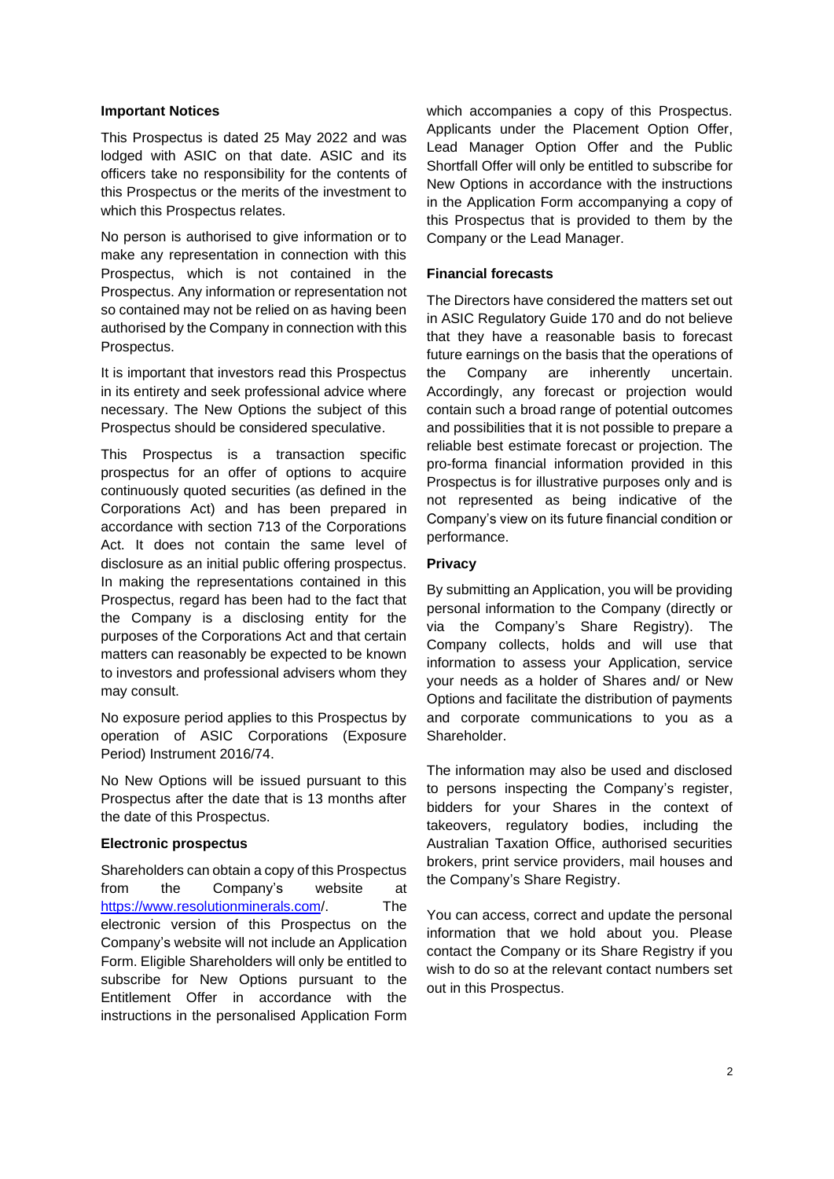## Important Notices

This Prospectus is dated 25 May 2022 and was lodged with ASIC on that date. ASIC and its officers take no responsibility for the contents of this Prospectus or the merits of the investment to which this Prospectus relates.

No person is authorised to give information or to make any representation in connection with this Prospectus, which is not contained in the Prospectus. Any information or representation not so contained may not be relied on as having been authorised by the Company in connection with this Prospectus.

It is important that investors read this Prospectus in its entirety and seek professional advice where necessary. The New Options the subject of this Prospectus should be considered speculative.

This Prospectus is a transaction specific prospectus for an offer of options to acquire continuously quoted securities (as defined in the Corporations Act) and has been prepared in accordance with section 713 of the Corporations Act. It does not contain the same level of disclosure as an initial public offering prospectus. In making the representations contained in this Prospectus, regard has been had to the fact that the Company is a disclosing entity for the purposes of the Corporations Act and that certain matters can reasonably be expected to be known to investors and professional advisers whom they may consult.

No exposure period applies to this Prospectus by operation of ASIC Corporations (Exposure Period) Instrument 2016/74.

No New Options will be issued pursuant to this Prospectus after the date that is 13 months after the date of this Prospectus.

## Electronic prospectus

Shareholders can obtain a copy of this Prospectus from the Company's website at https://www.resolutionminerals.com/. The electronic version of this Prospectus on the Company's website will not include an Application Form. Eligible Shareholders will only be entitled to subscribe for New Options pursuant to the Entitlement Offer in accordance with the instructions in the personalised Application Form which accompanies a copy of this Prospectus. Applicants under the Placement Option Offer, Lead Manager Option Offer and the Public Shortfall Offer will only be entitled to subscribe for New Options in accordance with the instructions in the Application Form accompanying a copy of this Prospectus that is provided to them by the Company or the Lead Manager.

## Financial forecasts

The Directors have considered the matters set out in ASIC Regulatory Guide 170 and do not believe that they have a reasonable basis to forecast future earnings on the basis that the operations of the Company are inherently uncertain. Accordingly, any forecast or projection would contain such a broad range of potential outcomes and possibilities that it is not possible to prepare a reliable best estimate forecast or projection. The pro-forma financial information provided in this Prospectus is for illustrative purposes only and is not represented as being indicative of the Company's view on its future financial condition or performance.

## Privacy

By submitting an Application, you will be providing personal information to the Company (directly or via the Company's Share Registry). The Company collects, holds and will use that information to assess your Application, service your needs as a holder of Shares and/ or New Options and facilitate the distribution of payments and corporate communications to you as a Shareholder.

The information may also be used and disclosed to persons inspecting the Company's register, bidders for your Shares in the context of takeovers, regulatory bodies, including the Australian Taxation Office, authorised securities brokers, print service providers, mail houses and the Company's Share Registry.

You can access, correct and update the personal information that we hold about you. Please contact the Company or its Share Registry if you wish to do so at the relevant contact numbers set out in this Prospectus.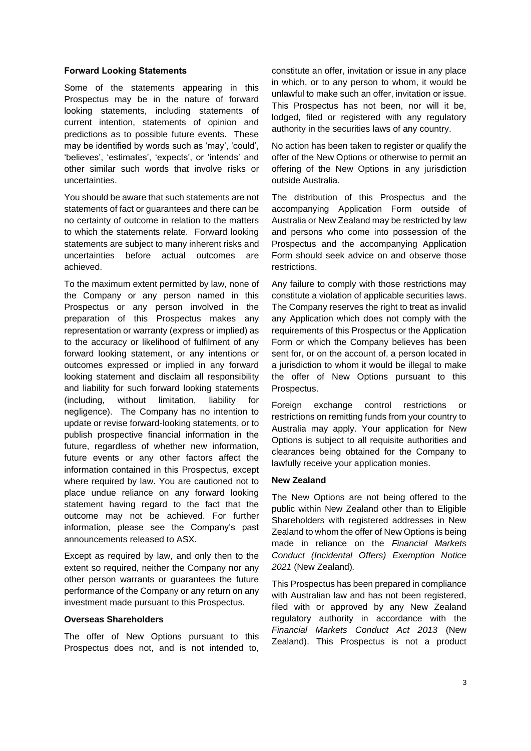**Forward Looking Statements**

Some of the statements appearing in this Prospectus may be in the nature of forward looking statements, including statements of current intention, statements of opinion and predictions as to possible future events. These may be identified by words such as 'may', 'could', 'believes', 'estimates', 'expects', or 'intends' and other similar such words that involve risks or uncertainties.

You should be aware that such statements are not statements of fact or guarantees and there can be no certainty of outcome in relation to the matters to which the statements relate. Forward looking statements are subject to many inherent risks and uncertainties before actual outcomes are achieved.

To the maximum extent permitted by law, none of the Company or any person named in this Prospectus or any person involved in the preparation of this Prospectus makes any representation or warranty (express or implied) as to the accuracy or likelihood of fulfilment of any forward looking statement, or any intentions or outcomes expressed or implied in any forward looking statement and disclaim all responsibility and liability for such forward looking statements (including, without limitation, liability for negligence). The Company has no intention to update or revise forward-looking statements, or to publish prospective financial information in the future, regardless of whether new information, future events or any other factors affect the information contained in this Prospectus, except where required by law. You are cautioned not to place undue reliance on any forward looking statement having regard to the fact that the outcome may not be achieved. For further information, please see the Company's past announcements released to ASX.

Except as required by law, and only then to the extent so required, neither the Company nor any other person warrants or guarantees the future performance of the Company or any return on any investment made pursuant to this Prospectus.

**Overseas Shareholders**

The offer of New Options pursuant to this Prospectus does not, and is not intended to, constitute an offer, invitation or issue in any place in which, or to any person to whom, it would be unlawful to make such an offer, invitation or issue. This Prospectus has not been, nor will it be, lodged, filed or registered with any regulatory authority in the securities laws of any country.

No action has been taken to register or qualify the offer of the New Options or otherwise to permit an offering of the New Options in any jurisdiction outside Australia.

The distribution of this Prospectus and the accompanying Application Form outside of Australia or New Zealand may be restricted by law and persons who come into possession of the Prospectus and the accompanying Application Form should seek advice on and observe those restrictions.

Any failure to comply with those restrictions may constitute a violation of applicable securities laws. The Company reserves the right to treat as invalid any Application which does not comply with the requirements of this Prospectus or the Application Form or which the Company believes has been sent for, or on the account of, a person located in a jurisdiction to whom it would be illegal to make the offer of New Options pursuant to this Prospectus.

Foreign exchange control restrictions or restrictions on remitting funds from your country to Australia may apply. Your application for New Options is subject to all requisite authorities and clearances being obtained for the Company to lawfully receive your application monies.

**New Zealand**

The New Options are not being offered to the public within New Zealand other than to Eligible Shareholders with registered addresses in New Zealand to whom the offer of New Options is being made in reliance on the *Financial Markets Conduct (Incidental Offers) Exemption Notice 2021* (New Zealand).

This Prospectus has been prepared in compliance with Australian law and has not been registered, filed with or approved by any New Zealand regulatory authority in accordance with the *Financial Markets Conduct Act 2013* (New Zealand). This Prospectus is not a product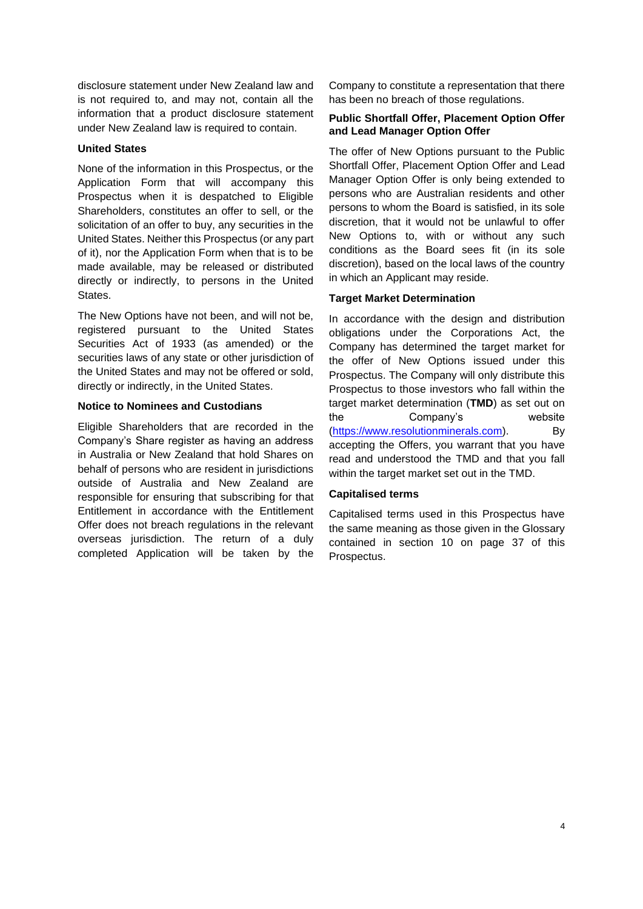disclosure statement under New Zealand law and is not required to, and may not, contain all the information that a product disclosure statement under New Zealand law is required to contain.

**United States**

None of the information in this Prospectus, or the Application Form that will accompany this Prospectus when it is despatched to Eligible Shareholders, constitutes an offer to sell, or the solicitation of an offer to buy, any securities in the United States. Neither this Prospectus (or any part of it), nor the Application Form when that is to be made available, may be released or distributed directly or indirectly, to persons in the United States.

The New Options have not been, and will not be, registered pursuant to the United States Securities Act of 1933 (as amended) or the securities laws of any state or other jurisdiction of the United States and may not be offered or sold, directly or indirectly, in the United States.

**Notice to Nominees and Custodians**

Eligible Shareholders that are recorded in the Company's Share register as having an address in Australia or New Zealand that hold Shares on behalf of persons who are resident in jurisdictions outside of Australia and New Zealand are responsible for ensuring that subscribing for that Entitlement in accordance with the Entitlement Offer does not breach regulations in the relevant overseas jurisdiction. The return of a duly completed Application will be taken by the Company to constitute a representation that there has been no breach of those regulations.

**Public Shortfall Offer, Placement Option Offer and Lead Manager Option Offer**

The offer of New Options pursuant to the Public Shortfall Offer, Placement Option Offer and Lead Manager Option Offer is only being extended to persons who are Australian residents and other persons to whom the Board is satisfied, in its sole discretion, that it would not be unlawful to offer New Options to, with or without any such conditions as the Board sees fit (in its sole discretion), based on the local laws of the country in which an Applicant may reside.

**Target Market Determination**

In accordance with the design and distribution obligations under the Corporations Act, the Company has determined the target market for the offer of New Options issued under this Prospectus. The Company will only distribute this Prospectus to those investors who fall within the target market determination (**TMD**) as set out on the Company's website (https://www.resolutionminerals.com). By accepting the Offers, you warrant that you have read and understood the TMD and that you fall within the target market set out in the TMD.

**Capitalised terms**

Capitalised terms used in this Prospectus have the same meaning as those given in the Glossary contained in section 10 on page 37 of this Prospectus.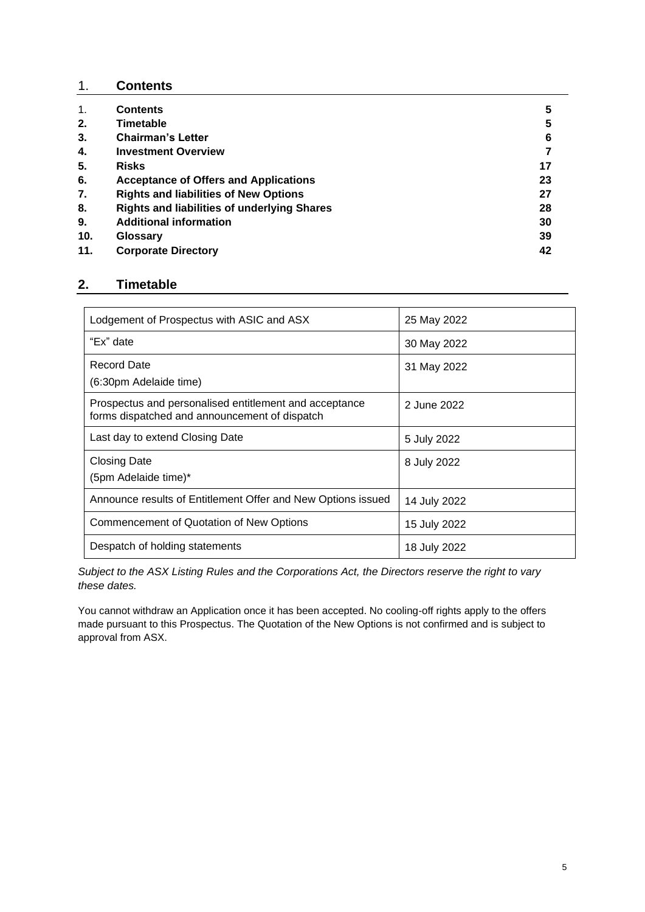## 1. Contents

| | | |
|---|---|---|
| 1. | **Contents** | **5** |
| **2.** | **Timetable** | **5** |
| **3.** | **Chairman's Letter** | **6** |
| **4.** | **Investment Overview** | **7** |
| **5.** | **Risks** | **17** |
| **6.** | **Acceptance of Offers and Applications** | **23** |
| **7.** | **Rights and liabilities of New Options** | **27** |
| **8.** | **Rights and liabilities of underlying Shares** | **28** |
| **9.** | **Additional information** | **30** |
| **10.** | **Glossary** | **39** |
| **11.** | **Corporate Directory** | **42** |

## 2. Timetable

| | |
|---|---|
| Lodgement of Prospectus with ASIC and ASX | 25 May 2022 |
| "Ex" date | 30 May 2022 |
| Record Date (6:30pm Adelaide time) | 31 May 2022 |
| Prospectus and personalised entitlement and acceptance forms dispatched and announcement of dispatch | 2 June 2022 |
| Last day to extend Closing Date | 5 July 2022 |
| Closing Date (5pm Adelaide time)* | 8 July 2022 |
| Announce results of Entitlement Offer and New Options issued | 14 July 2022 |
| Commencement of Quotation of New Options | 15 July 2022 |
| Despatch of holding statements | 18 July 2022 |

*Subject to the ASX Listing Rules and the Corporations Act, the Directors reserve the right to vary these dates.*

You cannot withdraw an Application once it has been accepted. No cooling-off rights apply to the offers made pursuant to this Prospectus. The Quotation of the New Options is not confirmed and is subject to approval from ASX.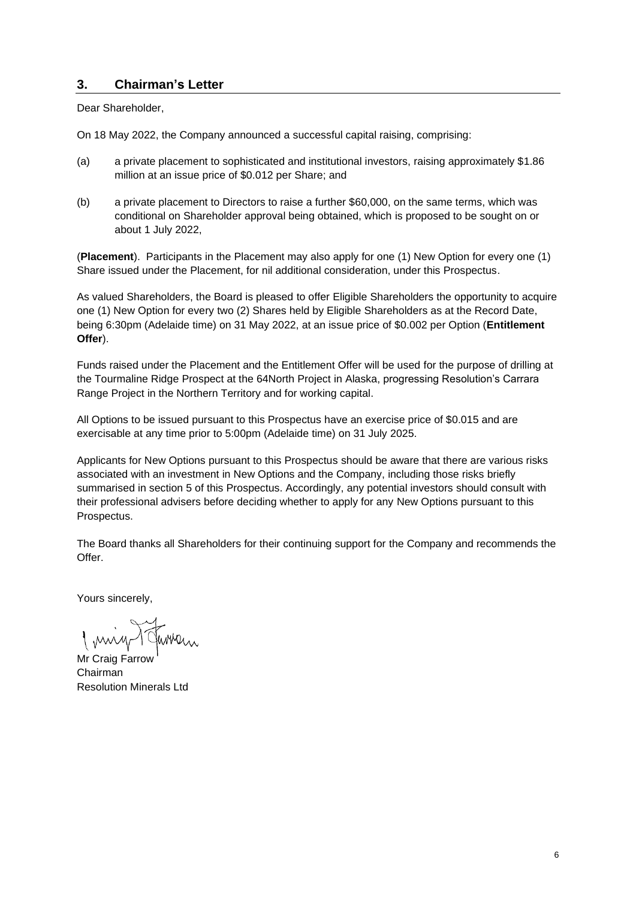## 3. Chairman's Letter

Dear Shareholder,

On 18 May 2022, the Company announced a successful capital raising, comprising:

(a) a private placement to sophisticated and institutional investors, raising approximately $1.86 million at an issue price of $0.012 per Share; and

(b) a private placement to Directors to raise a further $60,000, on the same terms, which was conditional on Shareholder approval being obtained, which is proposed to be sought on or about 1 July 2022,

(**Placement**). Participants in the Placement may also apply for one (1) New Option for every one (1) Share issued under the Placement, for nil additional consideration, under this Prospectus.

As valued Shareholders, the Board is pleased to offer Eligible Shareholders the opportunity to acquire one (1) New Option for every two (2) Shares held by Eligible Shareholders as at the Record Date, being 6:30pm (Adelaide time) on 31 May 2022, at an issue price of $0.002 per Option (**Entitlement Offer**).

Funds raised under the Placement and the Entitlement Offer will be used for the purpose of drilling at the Tourmaline Ridge Prospect at the 64North Project in Alaska, progressing Resolution's Carrara Range Project in the Northern Territory and for working capital.

All Options to be issued pursuant to this Prospectus have an exercise price of $0.015 and are exercisable at any time prior to 5:00pm (Adelaide time) on 31 July 2025.

Applicants for New Options pursuant to this Prospectus should be aware that there are various risks associated with an investment in New Options and the Company, including those risks briefly summarised in section 5 of this Prospectus. Accordingly, any potential investors should consult with their professional advisers before deciding whether to apply for any New Options pursuant to this Prospectus.

The Board thanks all Shareholders for their continuing support for the Company and recommends the Offer.

Yours sincerely,

Mr Craig Farrow
Chairman
Resolution Minerals Ltd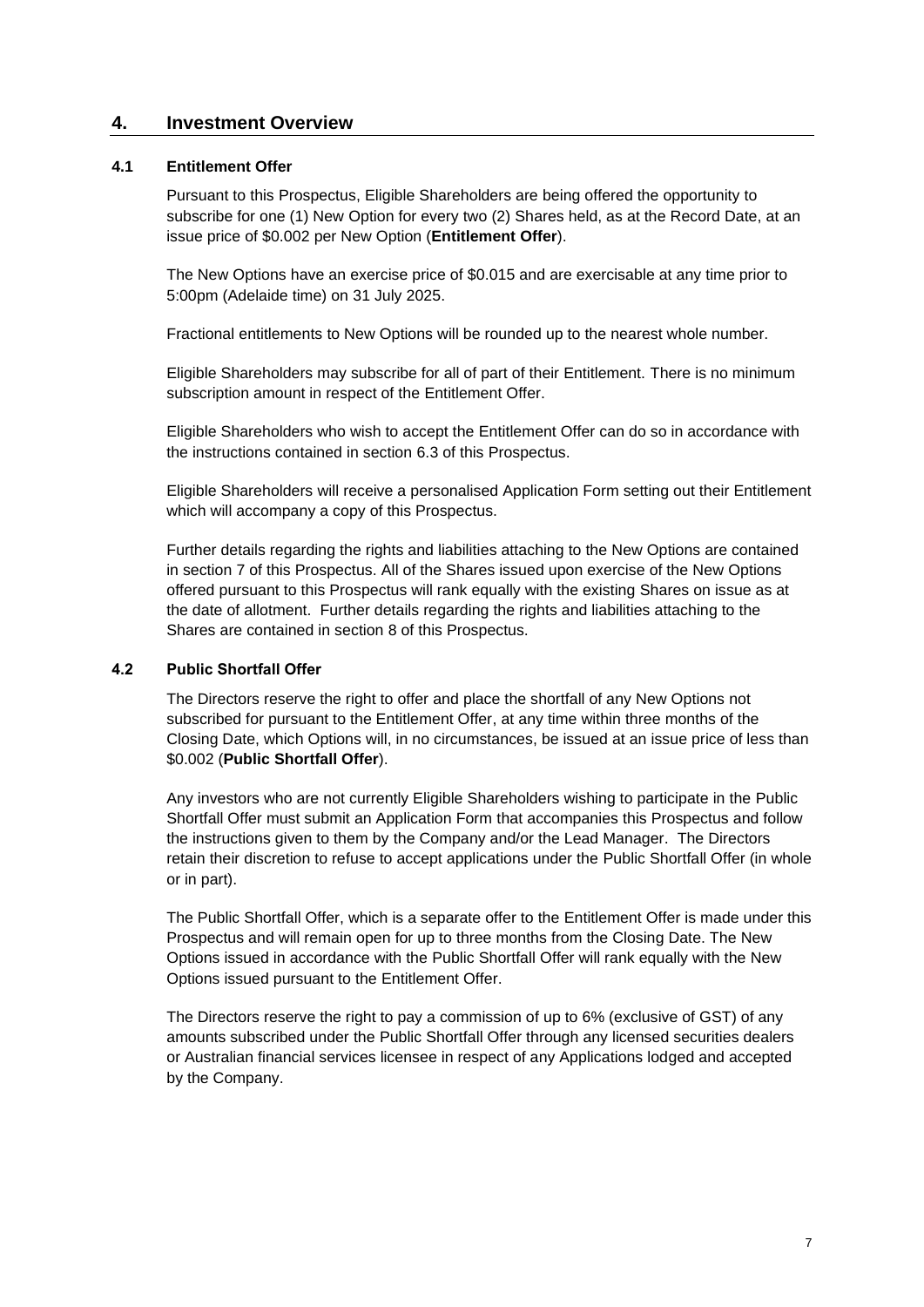## 4. Investment Overview

### 4.1 Entitlement Offer

Pursuant to this Prospectus, Eligible Shareholders are being offered the opportunity to subscribe for one (1) New Option for every two (2) Shares held, as at the Record Date, at an issue price of $0.002 per New Option (**Entitlement Offer**).

The New Options have an exercise price of $0.015 and are exercisable at any time prior to 5:00pm (Adelaide time) on 31 July 2025.

Fractional entitlements to New Options will be rounded up to the nearest whole number.

Eligible Shareholders may subscribe for all of part of their Entitlement. There is no minimum subscription amount in respect of the Entitlement Offer.

Eligible Shareholders who wish to accept the Entitlement Offer can do so in accordance with the instructions contained in section 6.3 of this Prospectus.

Eligible Shareholders will receive a personalised Application Form setting out their Entitlement which will accompany a copy of this Prospectus.

Further details regarding the rights and liabilities attaching to the New Options are contained in section 7 of this Prospectus. All of the Shares issued upon exercise of the New Options offered pursuant to this Prospectus will rank equally with the existing Shares on issue as at the date of allotment. Further details regarding the rights and liabilities attaching to the Shares are contained in section 8 of this Prospectus.

### 4.2 Public Shortfall Offer

The Directors reserve the right to offer and place the shortfall of any New Options not subscribed for pursuant to the Entitlement Offer, at any time within three months of the Closing Date, which Options will, in no circumstances, be issued at an issue price of less than $0.002 (**Public Shortfall Offer**).

Any investors who are not currently Eligible Shareholders wishing to participate in the Public Shortfall Offer must submit an Application Form that accompanies this Prospectus and follow the instructions given to them by the Company and/or the Lead Manager. The Directors retain their discretion to refuse to accept applications under the Public Shortfall Offer (in whole or in part).

The Public Shortfall Offer, which is a separate offer to the Entitlement Offer is made under this Prospectus and will remain open for up to three months from the Closing Date. The New Options issued in accordance with the Public Shortfall Offer will rank equally with the New Options issued pursuant to the Entitlement Offer.

The Directors reserve the right to pay a commission of up to 6% (exclusive of GST) of any amounts subscribed under the Public Shortfall Offer through any licensed securities dealers or Australian financial services licensee in respect of any Applications lodged and accepted by the Company.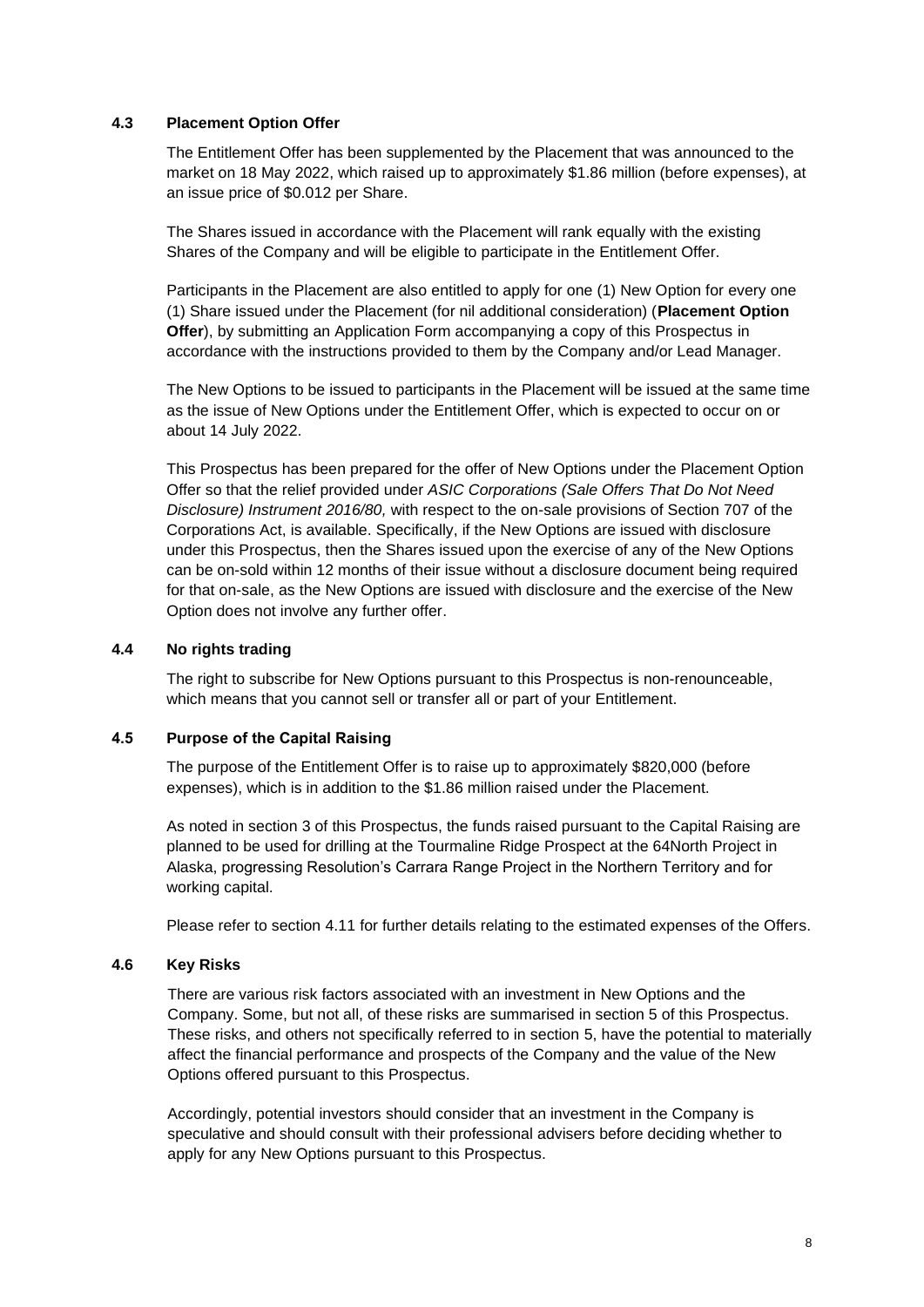### 4.3 Placement Option Offer

The Entitlement Offer has been supplemented by the Placement that was announced to the market on 18 May 2022, which raised up to approximately $1.86 million (before expenses), at an issue price of $0.012 per Share.

The Shares issued in accordance with the Placement will rank equally with the existing Shares of the Company and will be eligible to participate in the Entitlement Offer.

Participants in the Placement are also entitled to apply for one (1) New Option for every one (1) Share issued under the Placement (for nil additional consideration) (**Placement Option Offer**), by submitting an Application Form accompanying a copy of this Prospectus in accordance with the instructions provided to them by the Company and/or Lead Manager.

The New Options to be issued to participants in the Placement will be issued at the same time as the issue of New Options under the Entitlement Offer, which is expected to occur on or about 14 July 2022.

This Prospectus has been prepared for the offer of New Options under the Placement Option Offer so that the relief provided under *ASIC Corporations (Sale Offers That Do Not Need Disclosure) Instrument 2016/80,* with respect to the on-sale provisions of Section 707 of the Corporations Act, is available. Specifically, if the New Options are issued with disclosure under this Prospectus, then the Shares issued upon the exercise of any of the New Options can be on-sold within 12 months of their issue without a disclosure document being required for that on-sale, as the New Options are issued with disclosure and the exercise of the New Option does not involve any further offer.

### 4.4 No rights trading

The right to subscribe for New Options pursuant to this Prospectus is non-renounceable, which means that you cannot sell or transfer all or part of your Entitlement.

### 4.5 Purpose of the Capital Raising

The purpose of the Entitlement Offer is to raise up to approximately $820,000 (before expenses), which is in addition to the $1.86 million raised under the Placement.

As noted in section 3 of this Prospectus, the funds raised pursuant to the Capital Raising are planned to be used for drilling at the Tourmaline Ridge Prospect at the 64North Project in Alaska, progressing Resolution's Carrara Range Project in the Northern Territory and for working capital.

Please refer to section 4.11 for further details relating to the estimated expenses of the Offers.

### 4.6 Key Risks

There are various risk factors associated with an investment in New Options and the Company. Some, but not all, of these risks are summarised in section 5 of this Prospectus. These risks, and others not specifically referred to in section 5, have the potential to materially affect the financial performance and prospects of the Company and the value of the New Options offered pursuant to this Prospectus.

Accordingly, potential investors should consider that an investment in the Company is speculative and should consult with their professional advisers before deciding whether to apply for any New Options pursuant to this Prospectus.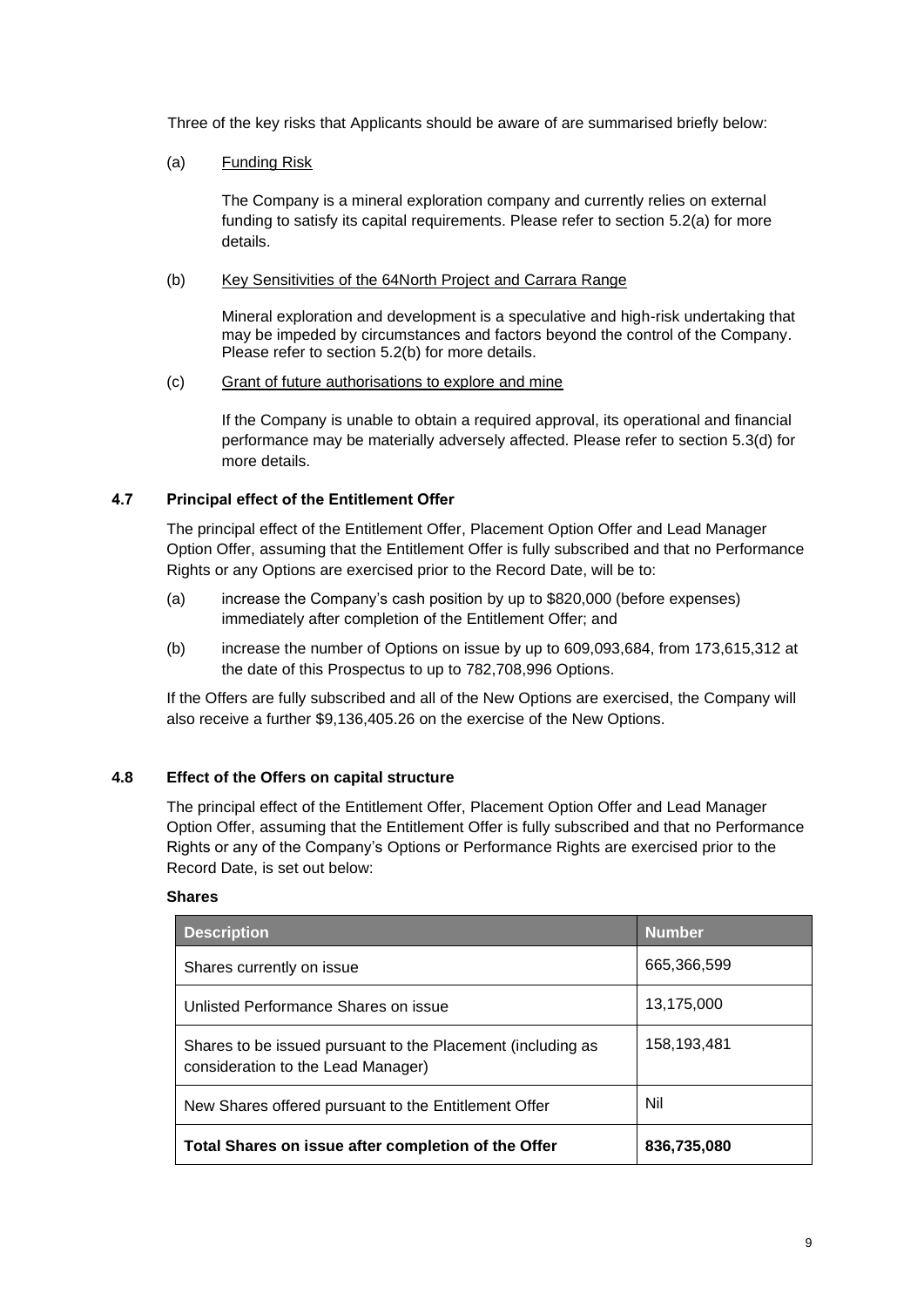Three of the key risks that Applicants should be aware of are summarised briefly below:

(a) Funding Risk

The Company is a mineral exploration company and currently relies on external funding to satisfy its capital requirements. Please refer to section 5.2(a) for more details.

(b) Key Sensitivities of the 64North Project and Carrara Range

Mineral exploration and development is a speculative and high-risk undertaking that may be impeded by circumstances and factors beyond the control of the Company. Please refer to section 5.2(b) for more details.

(c) Grant of future authorisations to explore and mine

If the Company is unable to obtain a required approval, its operational and financial performance may be materially adversely affected. Please refer to section 5.3(d) for more details.

### 4.7 Principal effect of the Entitlement Offer

The principal effect of the Entitlement Offer, Placement Option Offer and Lead Manager Option Offer, assuming that the Entitlement Offer is fully subscribed and that no Performance Rights or any Options are exercised prior to the Record Date, will be to:

(a) increase the Company's cash position by up to $820,000 (before expenses) immediately after completion of the Entitlement Offer; and

(b) increase the number of Options on issue by up to 609,093,684, from 173,615,312 at the date of this Prospectus to up to 782,708,996 Options.

If the Offers are fully subscribed and all of the New Options are exercised, the Company will also receive a further $9,136,405.26 on the exercise of the New Options.

### 4.8 Effect of the Offers on capital structure

The principal effect of the Entitlement Offer, Placement Option Offer and Lead Manager Option Offer, assuming that the Entitlement Offer is fully subscribed and that no Performance Rights or any of the Company's Options or Performance Rights are exercised prior to the Record Date, is set out below:

**Shares**

| Description | Number |
|---|---|
| Shares currently on issue | 665,366,599 |
| Unlisted Performance Shares on issue | 13,175,000 |
| Shares to be issued pursuant to the Placement (including as consideration to the Lead Manager) | 158,193,481 |
| New Shares offered pursuant to the Entitlement Offer | Nil |
| **Total Shares on issue after completion of the Offer** | **836,735,080** |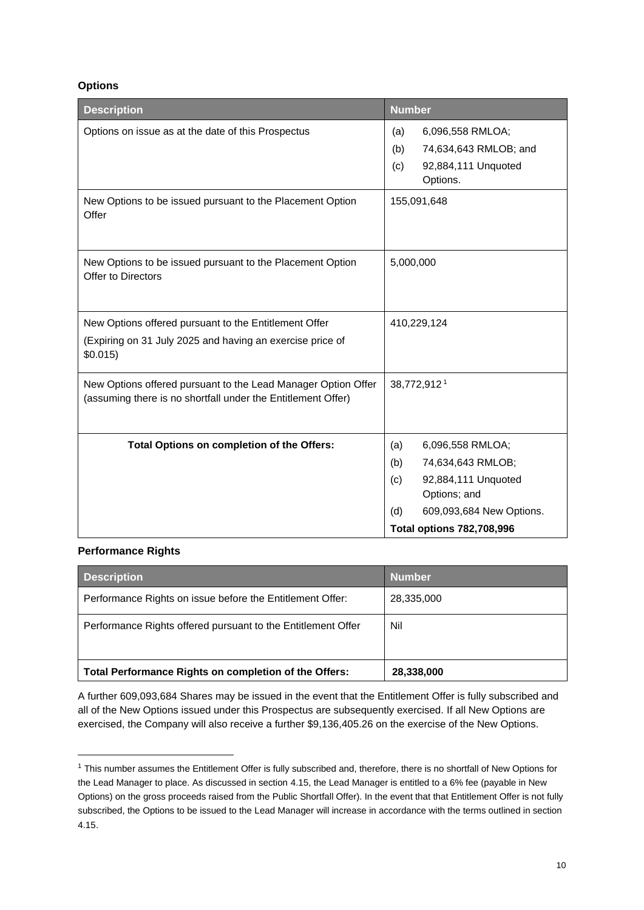**Options**

| Description | Number |
|---|---|
| Options on issue as at the date of this Prospectus | (a) 6,096,558 RMLOA;<br>(b) 74,634,643 RMLOB; and<br>(c) 92,884,111 Unquoted Options. |
| New Options to be issued pursuant to the Placement Option Offer | 155,091,648 |
| New Options to be issued pursuant to the Placement Option Offer to Directors | 5,000,000 |
| New Options offered pursuant to the Entitlement Offer<br>(Expiring on 31 July 2025 and having an exercise price of $0.015) | 410,229,124 |
| New Options offered pursuant to the Lead Manager Option Offer (assuming there is no shortfall under the Entitlement Offer) | 38,772,912[1] |
| **Total Options on completion of the Offers:** | (a) 6,096,558 RMLOA;<br>(b) 74,634,643 RMLOB;<br>(c) 92,884,111 Unquoted Options; and<br>(d) 609,093,684 New Options.<br>**Total options 782,708,996** |

**Performance Rights**

| Description | Number |
|---|---|
| Performance Rights on issue before the Entitlement Offer: | 28,335,000 |
| Performance Rights offered pursuant to the Entitlement Offer | Nil |
| **Total Performance Rights on completion of the Offers:** | **28,338,000** |

A further 609,093,684 Shares may be issued in the event that the Entitlement Offer is fully subscribed and all of the New Options issued under this Prospectus are subsequently exercised. If all New Options are exercised, the Company will also receive a further $9,136,405.26 on the exercise of the New Options.

[1] This number assumes the Entitlement Offer is fully subscribed and, therefore, there is no shortfall of New Options for the Lead Manager to place. As discussed in section 4.15, the Lead Manager is entitled to a 6% fee (payable in New Options) on the gross proceeds raised from the Public Shortfall Offer). In the event that that Entitlement Offer is not fully subscribed, the Options to be issued to the Lead Manager will increase in accordance with the terms outlined in section 4.15.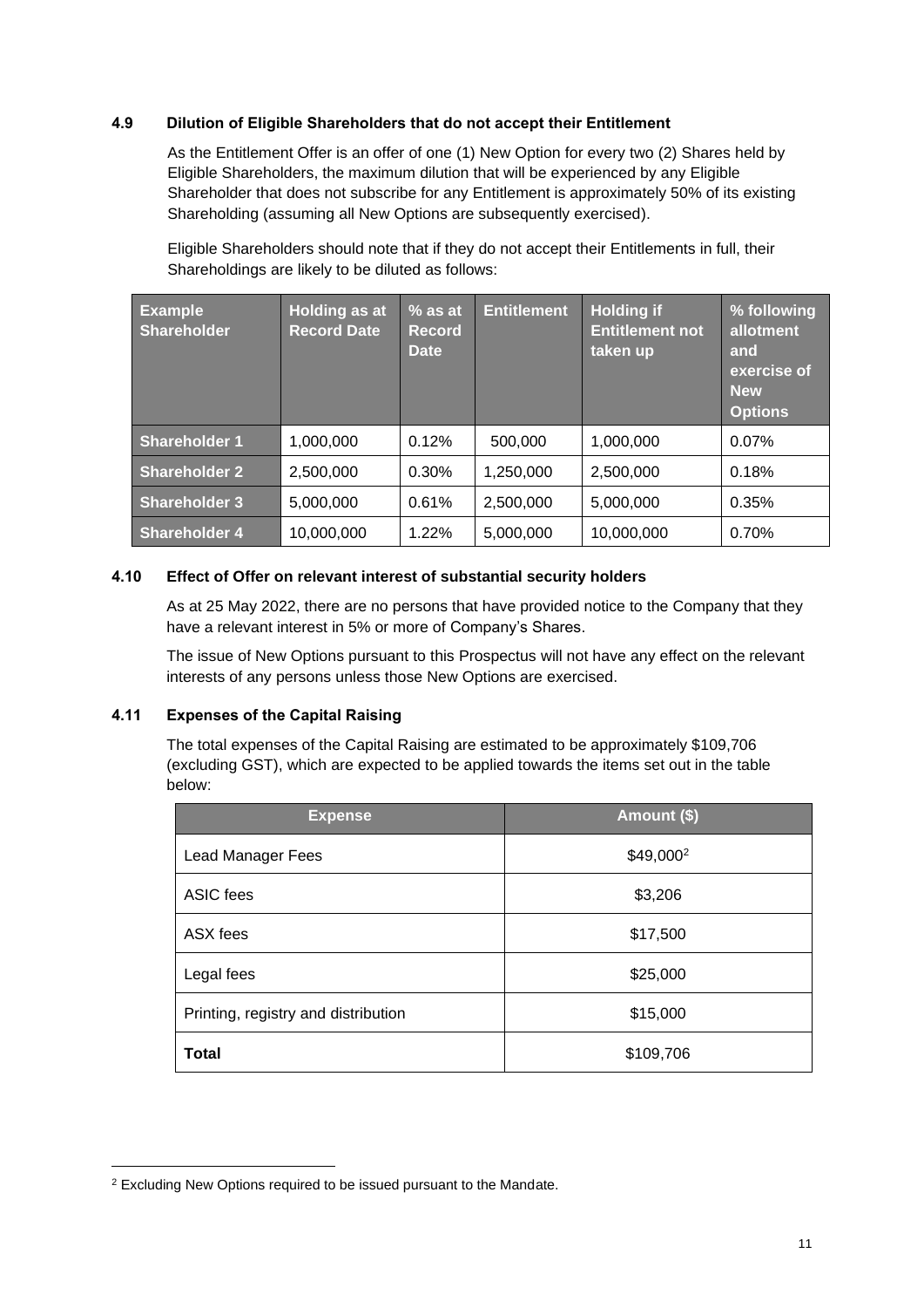### 4.9 Dilution of Eligible Shareholders that do not accept their Entitlement

As the Entitlement Offer is an offer of one (1) New Option for every two (2) Shares held by Eligible Shareholders, the maximum dilution that will be experienced by any Eligible Shareholder that does not subscribe for any Entitlement is approximately 50% of its existing Shareholding (assuming all New Options are subsequently exercised).

Eligible Shareholders should note that if they do not accept their Entitlements in full, their Shareholdings are likely to be diluted as follows:

| Example Shareholder | Holding as at Record Date | % as at Record Date | Entitlement | Holding if Entitlement not taken up | % following allotment and exercise of New Options |
|---|---|---|---|---|---|
| **Shareholder 1** | 1,000,000 | 0.12% | 500,000 | 1,000,000 | 0.07% |
| **Shareholder 2** | 2,500,000 | 0.30% | 1,250,000 | 2,500,000 | 0.18% |
| **Shareholder 3** | 5,000,000 | 0.61% | 2,500,000 | 5,000,000 | 0.35% |
| **Shareholder 4** | 10,000,000 | 1.22% | 5,000,000 | 10,000,000 | 0.70% |

### 4.10 Effect of Offer on relevant interest of substantial security holders

As at 25 May 2022, there are no persons that have provided notice to the Company that they have a relevant interest in 5% or more of Company's Shares.

The issue of New Options pursuant to this Prospectus will not have any effect on the relevant interests of any persons unless those New Options are exercised.

### 4.11 Expenses of the Capital Raising

The total expenses of the Capital Raising are estimated to be approximately $109,706 (excluding GST), which are expected to be applied towards the items set out in the table below:

| Expense | Amount ($) |
|---|---|
| Lead Manager Fees | $49,000[2] |
| ASIC fees | $3,206 |
| ASX fees | $17,500 |
| Legal fees | $25,000 |
| Printing, registry and distribution | $15,000 |
| **Total** | $109,706 |

[2] Excluding New Options required to be issued pursuant to the Mandate.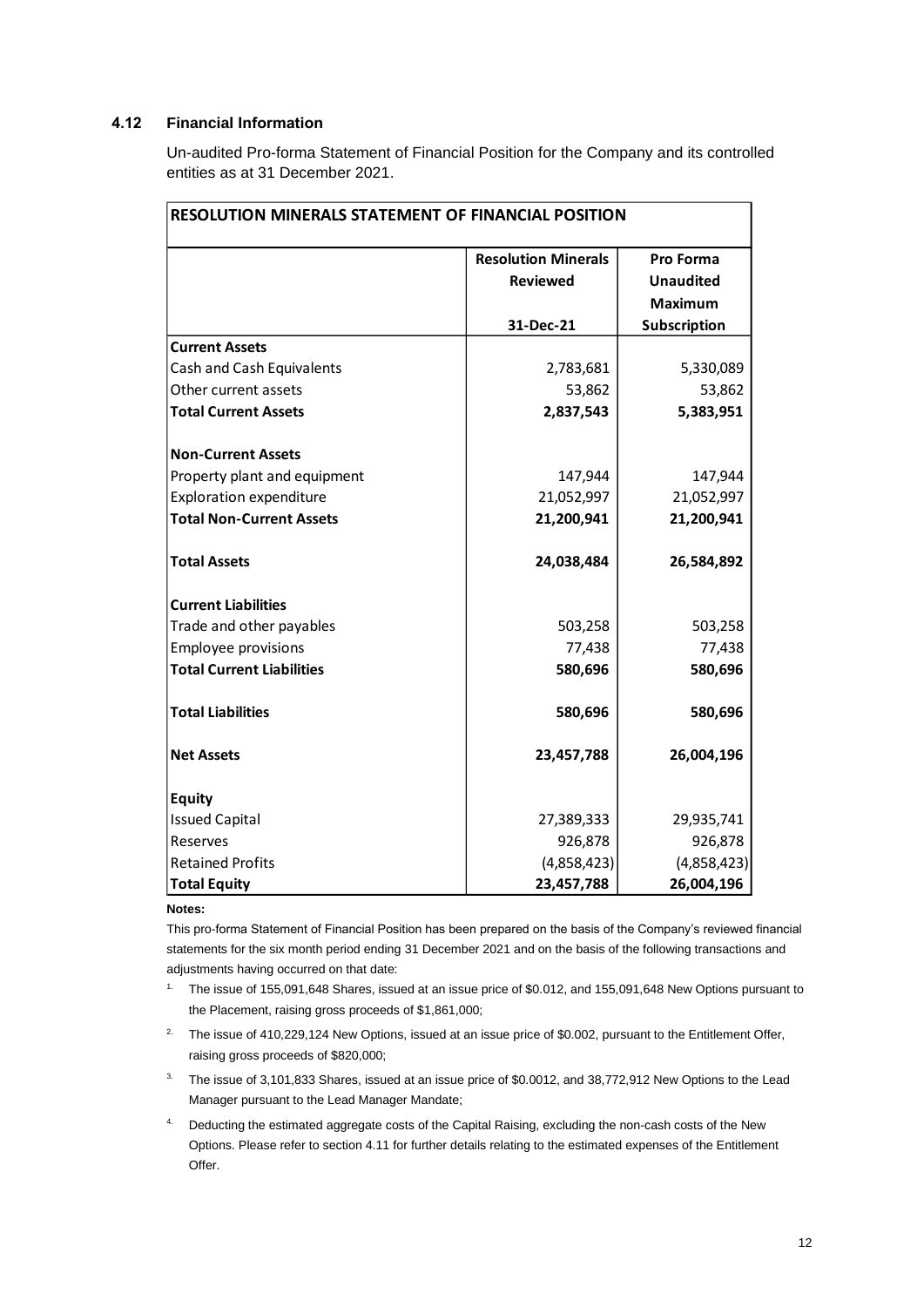### 4.12 Financial Information

Un-audited Pro-forma Statement of Financial Position for the Company and its controlled entities as at 31 December 2021.

| RESOLUTION MINERALS STATEMENT OF FINANCIAL POSITION | | |
|---|---|---|
| | **Resolution Minerals Reviewed 31-Dec-21** | **Pro Forma Unaudited Maximum Subscription** |
| **Current Assets** | | |
| Cash and Cash Equivalents | 2,783,681 | 5,330,089 |
| Other current assets | 53,862 | 53,862 |
| **Total Current Assets** | **2,837,543** | **5,383,951** |
| | | |
| **Non-Current Assets** | | |
| Property plant and equipment | 147,944 | 147,944 |
| Exploration expenditure | 21,052,997 | 21,052,997 |
| **Total Non-Current Assets** | **21,200,941** | **21,200,941** |
| | | |
| **Total Assets** | **24,038,484** | **26,584,892** |
| | | |
| **Current Liabilities** | | |
| Trade and other payables | 503,258 | 503,258 |
| Employee provisions | 77,438 | 77,438 |
| **Total Current Liabilities** | **580,696** | **580,696** |
| | | |
| **Total Liabilities** | **580,696** | **580,696** |
| | | |
| **Net Assets** | **23,457,788** | **26,004,196** |
| | | |
| **Equity** | | |
| Issued Capital | 27,389,333 | 29,935,741 |
| Reserves | 926,878 | 926,878 |
| Retained Profits | (4,858,423) | (4,858,423) |
| **Total Equity** | **23,457,788** | **26,004,196** |

**Notes:**

This pro-forma Statement of Financial Position has been prepared on the basis of the Company's reviewed financial statements for the six month period ending 31 December 2021 and on the basis of the following transactions and adjustments having occurred on that date:

1. The issue of 155,091,648 Shares, issued at an issue price of $0.012, and 155,091,648 New Options pursuant to the Placement, raising gross proceeds of $1,861,000;
2. The issue of 410,229,124 New Options, issued at an issue price of $0.002, pursuant to the Entitlement Offer, raising gross proceeds of $820,000;
3. The issue of 3,101,833 Shares, issued at an issue price of $0.0012, and 38,772,912 New Options to the Lead Manager pursuant to the Lead Manager Mandate;
4. Deducting the estimated aggregate costs of the Capital Raising, excluding the non-cash costs of the New Options. Please refer to section 4.11 for further details relating to the estimated expenses of the Entitlement Offer.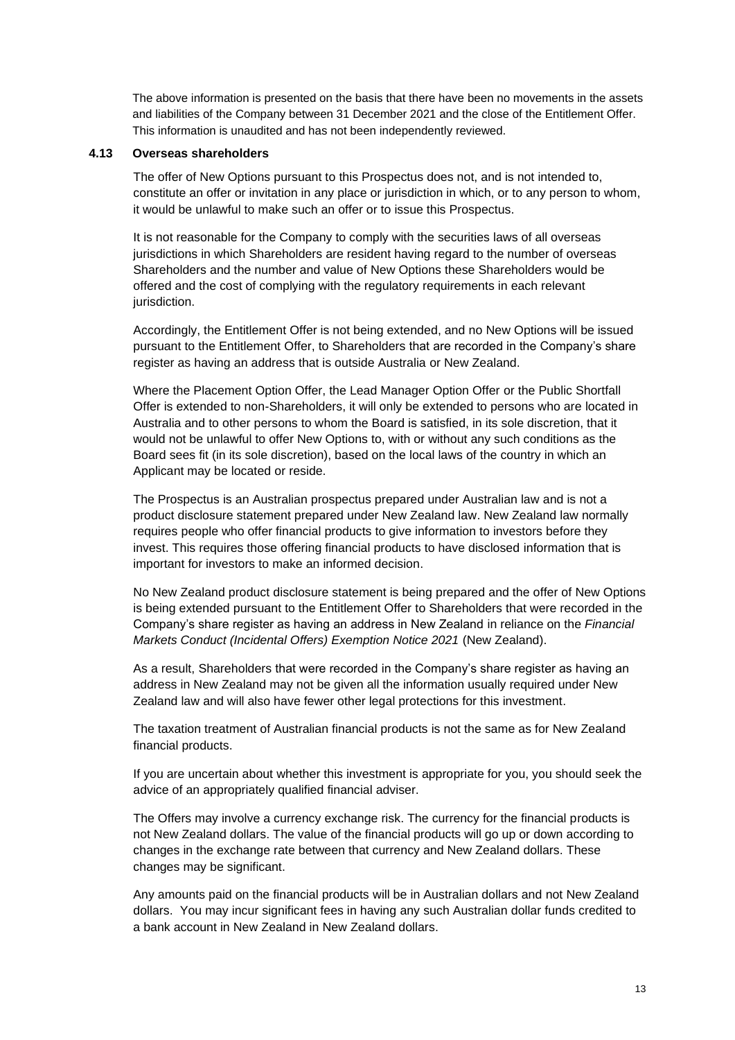The above information is presented on the basis that there have been no movements in the assets and liabilities of the Company between 31 December 2021 and the close of the Entitlement Offer. This information is unaudited and has not been independently reviewed.

### 4.13 Overseas shareholders

The offer of New Options pursuant to this Prospectus does not, and is not intended to, constitute an offer or invitation in any place or jurisdiction in which, or to any person to whom, it would be unlawful to make such an offer or to issue this Prospectus.

It is not reasonable for the Company to comply with the securities laws of all overseas jurisdictions in which Shareholders are resident having regard to the number of overseas Shareholders and the number and value of New Options these Shareholders would be offered and the cost of complying with the regulatory requirements in each relevant jurisdiction.

Accordingly, the Entitlement Offer is not being extended, and no New Options will be issued pursuant to the Entitlement Offer, to Shareholders that are recorded in the Company's share register as having an address that is outside Australia or New Zealand.

Where the Placement Option Offer, the Lead Manager Option Offer or the Public Shortfall Offer is extended to non-Shareholders, it will only be extended to persons who are located in Australia and to other persons to whom the Board is satisfied, in its sole discretion, that it would not be unlawful to offer New Options to, with or without any such conditions as the Board sees fit (in its sole discretion), based on the local laws of the country in which an Applicant may be located or reside.

The Prospectus is an Australian prospectus prepared under Australian law and is not a product disclosure statement prepared under New Zealand law. New Zealand law normally requires people who offer financial products to give information to investors before they invest. This requires those offering financial products to have disclosed information that is important for investors to make an informed decision.

No New Zealand product disclosure statement is being prepared and the offer of New Options is being extended pursuant to the Entitlement Offer to Shareholders that were recorded in the Company's share register as having an address in New Zealand in reliance on the *Financial Markets Conduct (Incidental Offers) Exemption Notice 2021* (New Zealand).

As a result, Shareholders that were recorded in the Company's share register as having an address in New Zealand may not be given all the information usually required under New Zealand law and will also have fewer other legal protections for this investment.

The taxation treatment of Australian financial products is not the same as for New Zealand financial products.

If you are uncertain about whether this investment is appropriate for you, you should seek the advice of an appropriately qualified financial adviser.

The Offers may involve a currency exchange risk. The currency for the financial products is not New Zealand dollars. The value of the financial products will go up or down according to changes in the exchange rate between that currency and New Zealand dollars. These changes may be significant.

Any amounts paid on the financial products will be in Australian dollars and not New Zealand dollars. You may incur significant fees in having any such Australian dollar funds credited to a bank account in New Zealand in New Zealand dollars.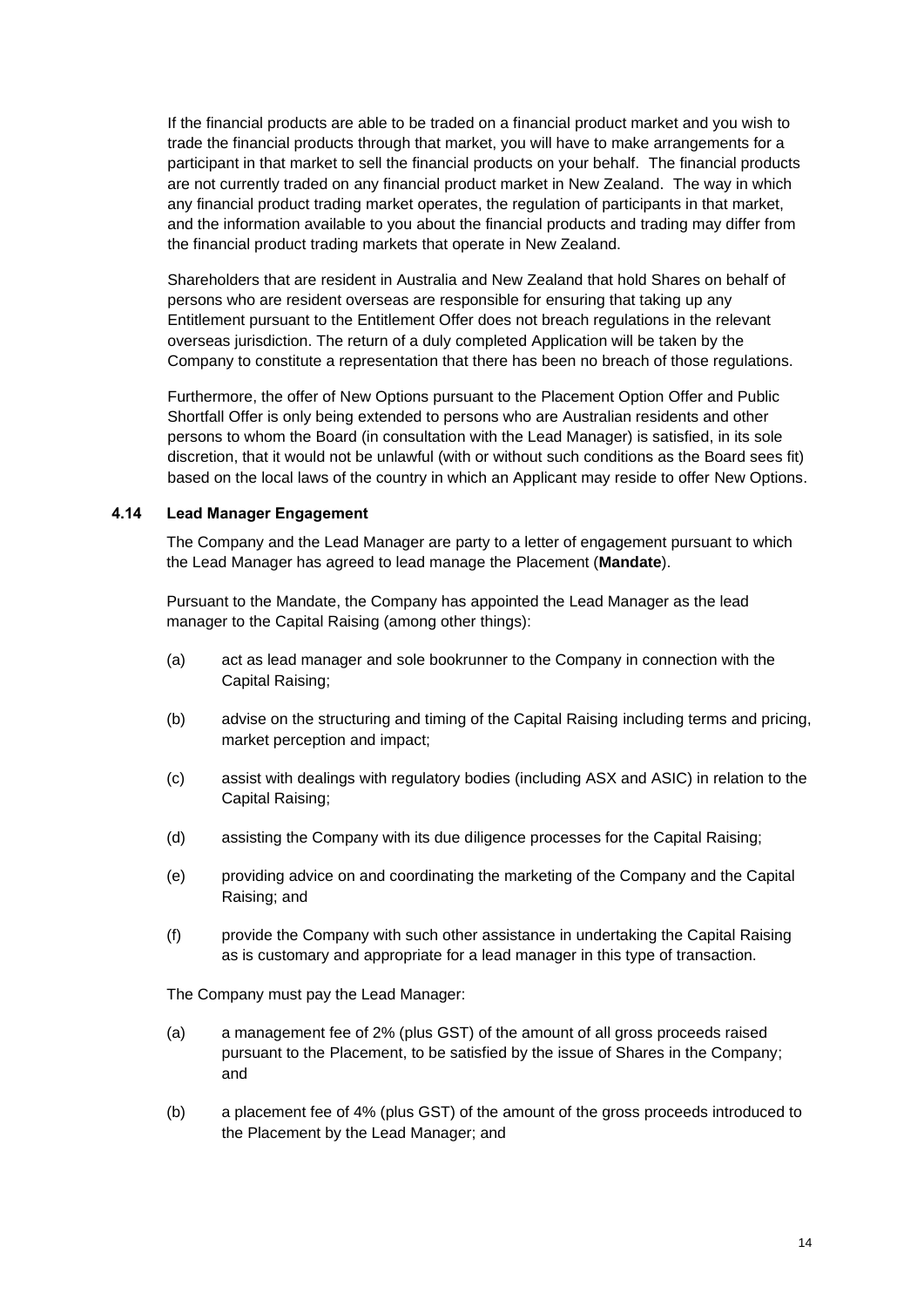If the financial products are able to be traded on a financial product market and you wish to trade the financial products through that market, you will have to make arrangements for a participant in that market to sell the financial products on your behalf. The financial products are not currently traded on any financial product market in New Zealand. The way in which any financial product trading market operates, the regulation of participants in that market, and the information available to you about the financial products and trading may differ from the financial product trading markets that operate in New Zealand.

Shareholders that are resident in Australia and New Zealand that hold Shares on behalf of persons who are resident overseas are responsible for ensuring that taking up any Entitlement pursuant to the Entitlement Offer does not breach regulations in the relevant overseas jurisdiction. The return of a duly completed Application will be taken by the Company to constitute a representation that there has been no breach of those regulations.

Furthermore, the offer of New Options pursuant to the Placement Option Offer and Public Shortfall Offer is only being extended to persons who are Australian residents and other persons to whom the Board (in consultation with the Lead Manager) is satisfied, in its sole discretion, that it would not be unlawful (with or without such conditions as the Board sees fit) based on the local laws of the country in which an Applicant may reside to offer New Options.

### 4.14 Lead Manager Engagement

The Company and the Lead Manager are party to a letter of engagement pursuant to which the Lead Manager has agreed to lead manage the Placement (**Mandate**).

Pursuant to the Mandate, the Company has appointed the Lead Manager as the lead manager to the Capital Raising (among other things):

(a) act as lead manager and sole bookrunner to the Company in connection with the Capital Raising;

(b) advise on the structuring and timing of the Capital Raising including terms and pricing, market perception and impact;

(c) assist with dealings with regulatory bodies (including ASX and ASIC) in relation to the Capital Raising;

(d) assisting the Company with its due diligence processes for the Capital Raising;

(e) providing advice on and coordinating the marketing of the Company and the Capital Raising; and

(f) provide the Company with such other assistance in undertaking the Capital Raising as is customary and appropriate for a lead manager in this type of transaction.

The Company must pay the Lead Manager:

(a) a management fee of 2% (plus GST) of the amount of all gross proceeds raised pursuant to the Placement, to be satisfied by the issue of Shares in the Company; and

(b) a placement fee of 4% (plus GST) of the amount of the gross proceeds introduced to the Placement by the Lead Manager; and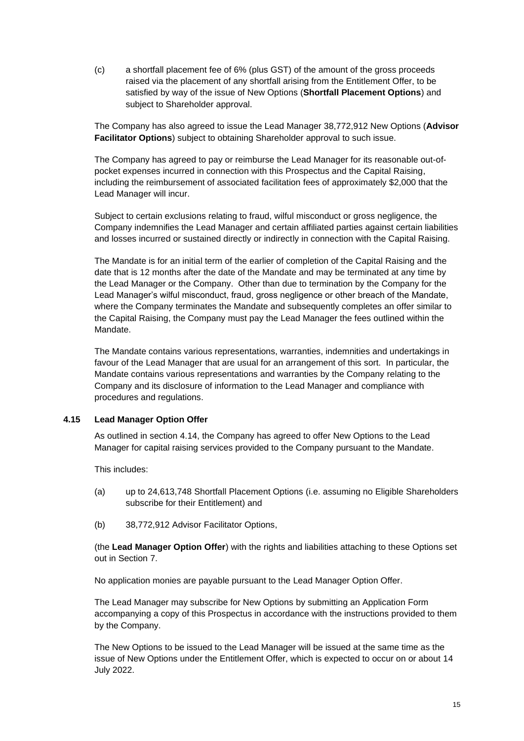(c) a shortfall placement fee of 6% (plus GST) of the amount of the gross proceeds raised via the placement of any shortfall arising from the Entitlement Offer, to be satisfied by way of the issue of New Options (**Shortfall Placement Options**) and subject to Shareholder approval.

The Company has also agreed to issue the Lead Manager 38,772,912 New Options (**Advisor Facilitator Options**) subject to obtaining Shareholder approval to such issue.

The Company has agreed to pay or reimburse the Lead Manager for its reasonable out-of-pocket expenses incurred in connection with this Prospectus and the Capital Raising, including the reimbursement of associated facilitation fees of approximately $2,000 that the Lead Manager will incur.

Subject to certain exclusions relating to fraud, wilful misconduct or gross negligence, the Company indemnifies the Lead Manager and certain affiliated parties against certain liabilities and losses incurred or sustained directly or indirectly in connection with the Capital Raising.

The Mandate is for an initial term of the earlier of completion of the Capital Raising and the date that is 12 months after the date of the Mandate and may be terminated at any time by the Lead Manager or the Company. Other than due to termination by the Company for the Lead Manager's wilful misconduct, fraud, gross negligence or other breach of the Mandate, where the Company terminates the Mandate and subsequently completes an offer similar to the Capital Raising, the Company must pay the Lead Manager the fees outlined within the Mandate.

The Mandate contains various representations, warranties, indemnities and undertakings in favour of the Lead Manager that are usual for an arrangement of this sort. In particular, the Mandate contains various representations and warranties by the Company relating to the Company and its disclosure of information to the Lead Manager and compliance with procedures and regulations.

### 4.15 Lead Manager Option Offer

As outlined in section 4.14, the Company has agreed to offer New Options to the Lead Manager for capital raising services provided to the Company pursuant to the Mandate.

This includes:

(a) up to 24,613,748 Shortfall Placement Options (i.e. assuming no Eligible Shareholders subscribe for their Entitlement) and

(b) 38,772,912 Advisor Facilitator Options,

(the **Lead Manager Option Offer**) with the rights and liabilities attaching to these Options set out in Section 7.

No application monies are payable pursuant to the Lead Manager Option Offer.

The Lead Manager may subscribe for New Options by submitting an Application Form accompanying a copy of this Prospectus in accordance with the instructions provided to them by the Company.

The New Options to be issued to the Lead Manager will be issued at the same time as the issue of New Options under the Entitlement Offer, which is expected to occur on or about 14 July 2022.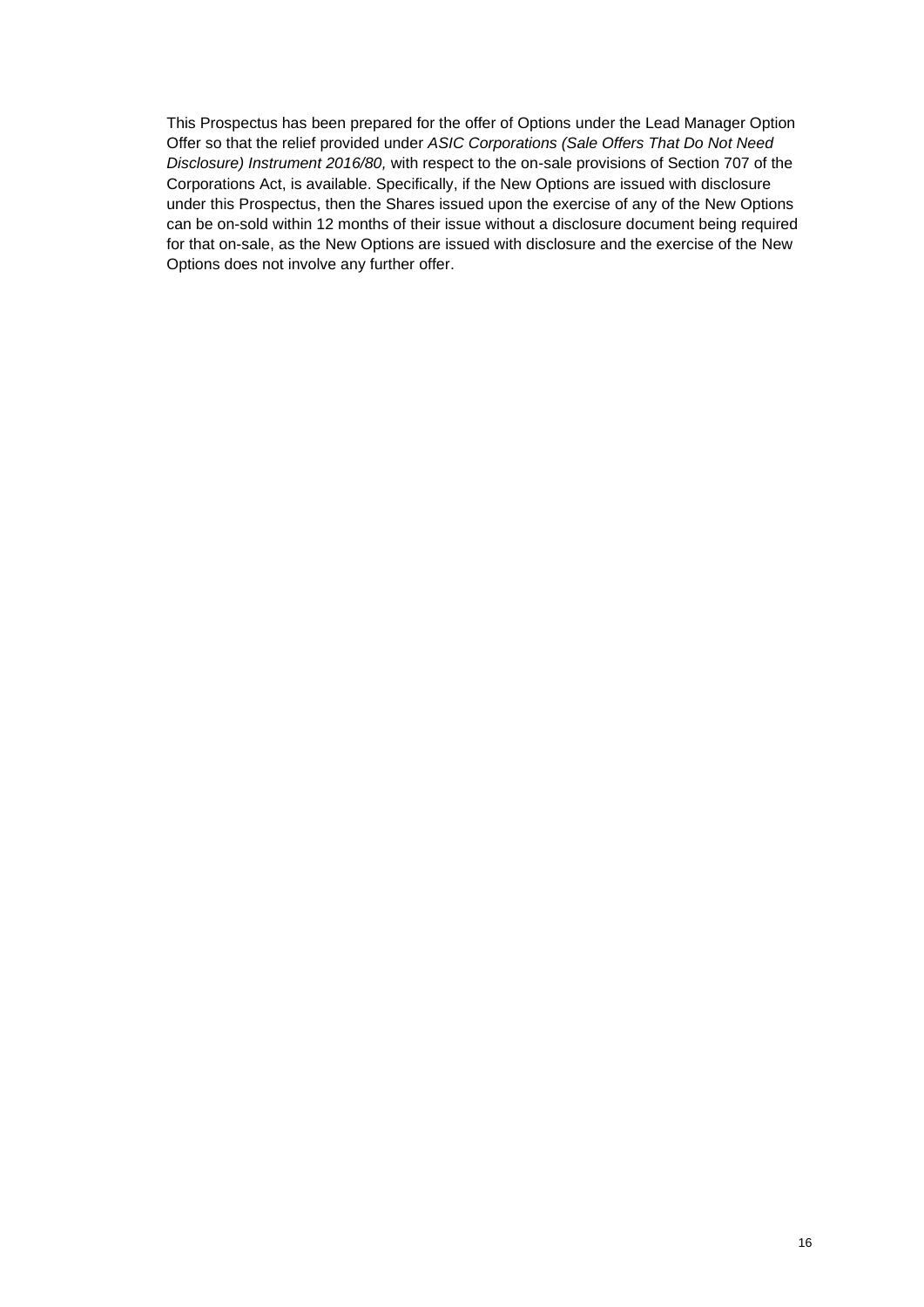This Prospectus has been prepared for the offer of Options under the Lead Manager Option Offer so that the relief provided under *ASIC Corporations (Sale Offers That Do Not Need Disclosure) Instrument 2016/80,* with respect to the on-sale provisions of Section 707 of the Corporations Act, is available. Specifically, if the New Options are issued with disclosure under this Prospectus, then the Shares issued upon the exercise of any of the New Options can be on-sold within 12 months of their issue without a disclosure document being required for that on-sale, as the New Options are issued with disclosure and the exercise of the New Options does not involve any further offer.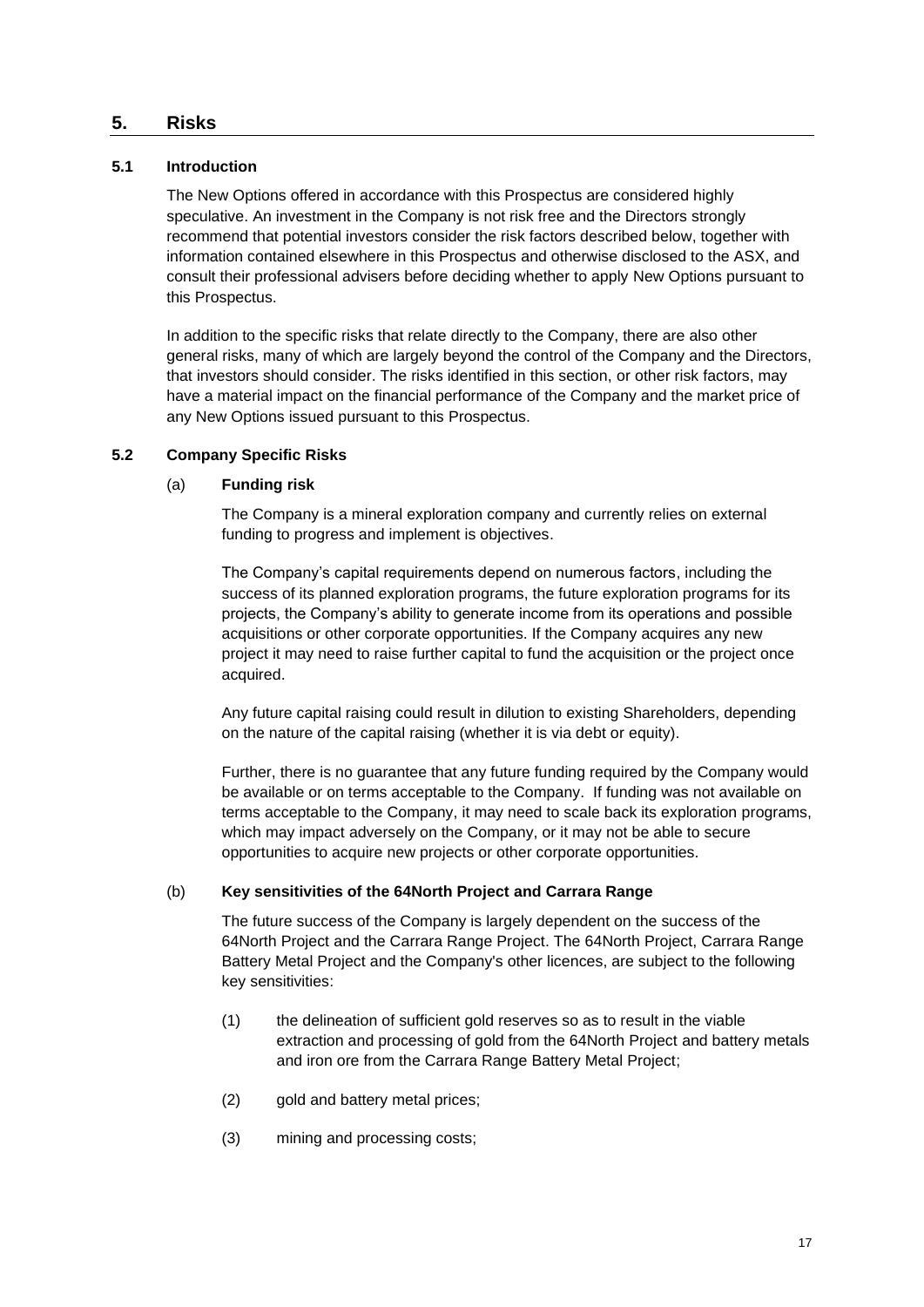## 5. Risks

### 5.1 Introduction

The New Options offered in accordance with this Prospectus are considered highly speculative. An investment in the Company is not risk free and the Directors strongly recommend that potential investors consider the risk factors described below, together with information contained elsewhere in this Prospectus and otherwise disclosed to the ASX, and consult their professional advisers before deciding whether to apply New Options pursuant to this Prospectus.

In addition to the specific risks that relate directly to the Company, there are also other general risks, many of which are largely beyond the control of the Company and the Directors, that investors should consider. The risks identified in this section, or other risk factors, may have a material impact on the financial performance of the Company and the market price of any New Options issued pursuant to this Prospectus.

### 5.2 Company Specific Risks

(a) **Funding risk**

The Company is a mineral exploration company and currently relies on external funding to progress and implement is objectives.

The Company's capital requirements depend on numerous factors, including the success of its planned exploration programs, the future exploration programs for its projects, the Company's ability to generate income from its operations and possible acquisitions or other corporate opportunities. If the Company acquires any new project it may need to raise further capital to fund the acquisition or the project once acquired.

Any future capital raising could result in dilution to existing Shareholders, depending on the nature of the capital raising (whether it is via debt or equity).

Further, there is no guarantee that any future funding required by the Company would be available or on terms acceptable to the Company. If funding was not available on terms acceptable to the Company, it may need to scale back its exploration programs, which may impact adversely on the Company, or it may not be able to secure opportunities to acquire new projects or other corporate opportunities.

(b) **Key sensitivities of the 64North Project and Carrara Range**

The future success of the Company is largely dependent on the success of the 64North Project and the Carrara Range Project. The 64North Project, Carrara Range Battery Metal Project and the Company's other licences, are subject to the following key sensitivities:

(1) the delineation of sufficient gold reserves so as to result in the viable extraction and processing of gold from the 64North Project and battery metals and iron ore from the Carrara Range Battery Metal Project;

(2) gold and battery metal prices;

(3) mining and processing costs;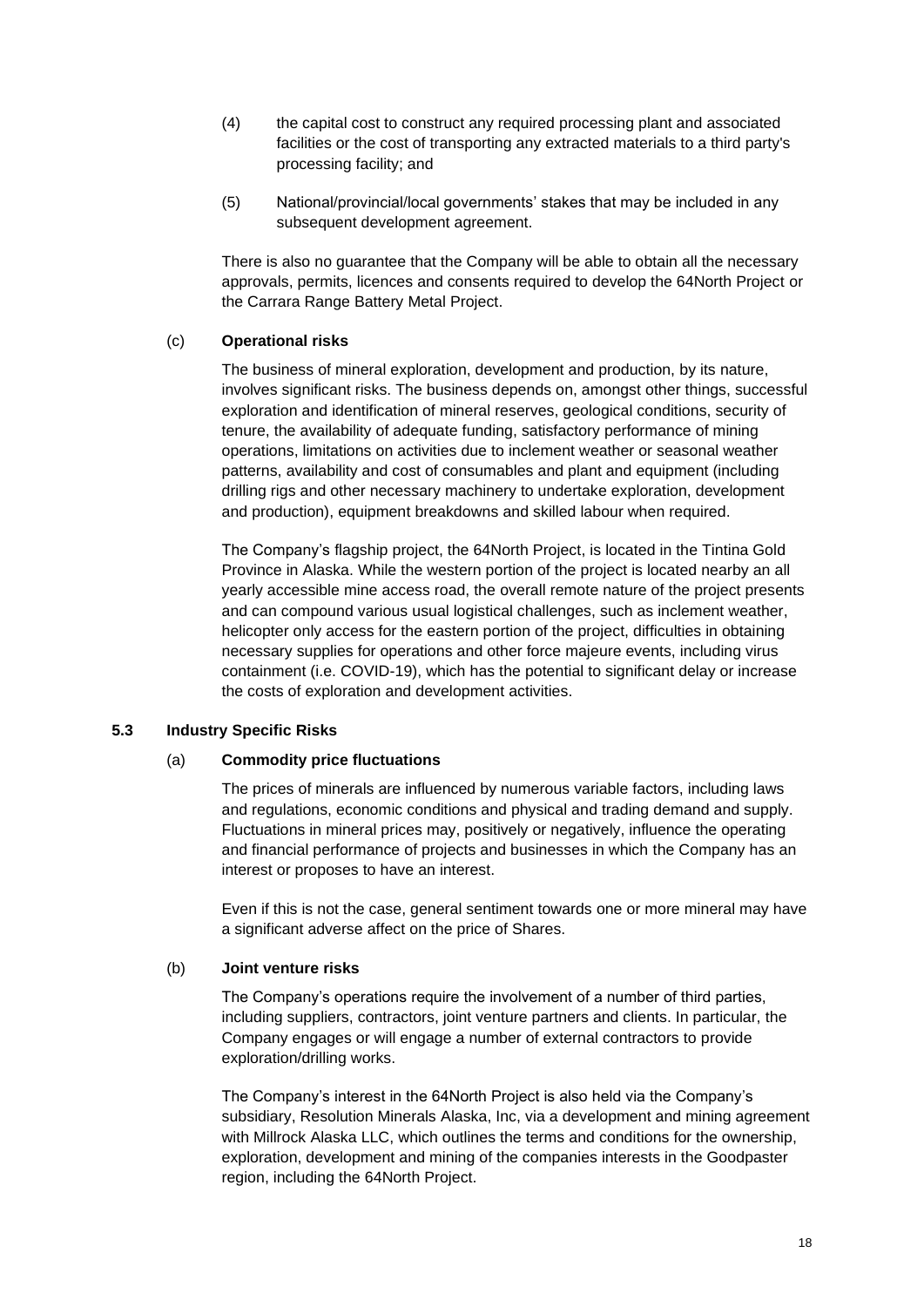(4) the capital cost to construct any required processing plant and associated facilities or the cost of transporting any extracted materials to a third party's processing facility; and

(5) National/provincial/local governments' stakes that may be included in any subsequent development agreement.

There is also no guarantee that the Company will be able to obtain all the necessary approvals, permits, licences and consents required to develop the 64North Project or the Carrara Range Battery Metal Project.

(c) **Operational risks**

The business of mineral exploration, development and production, by its nature, involves significant risks. The business depends on, amongst other things, successful exploration and identification of mineral reserves, geological conditions, security of tenure, the availability of adequate funding, satisfactory performance of mining operations, limitations on activities due to inclement weather or seasonal weather patterns, availability and cost of consumables and plant and equipment (including drilling rigs and other necessary machinery to undertake exploration, development and production), equipment breakdowns and skilled labour when required.

The Company's flagship project, the 64North Project, is located in the Tintina Gold Province in Alaska. While the western portion of the project is located nearby an all yearly accessible mine access road, the overall remote nature of the project presents and can compound various usual logistical challenges, such as inclement weather, helicopter only access for the eastern portion of the project, difficulties in obtaining necessary supplies for operations and other force majeure events, including virus containment (i.e. COVID-19), which has the potential to significant delay or increase the costs of exploration and development activities.

**5.3 Industry Specific Risks**

(a) **Commodity price fluctuations**

The prices of minerals are influenced by numerous variable factors, including laws and regulations, economic conditions and physical and trading demand and supply. Fluctuations in mineral prices may, positively or negatively, influence the operating and financial performance of projects and businesses in which the Company has an interest or proposes to have an interest.

Even if this is not the case, general sentiment towards one or more mineral may have a significant adverse affect on the price of Shares.

(b) **Joint venture risks**

The Company's operations require the involvement of a number of third parties, including suppliers, contractors, joint venture partners and clients. In particular, the Company engages or will engage a number of external contractors to provide exploration/drilling works.

The Company's interest in the 64North Project is also held via the Company's subsidiary, Resolution Minerals Alaska, Inc, via a development and mining agreement with Millrock Alaska LLC, which outlines the terms and conditions for the ownership, exploration, development and mining of the companies interests in the Goodpaster region, including the 64North Project.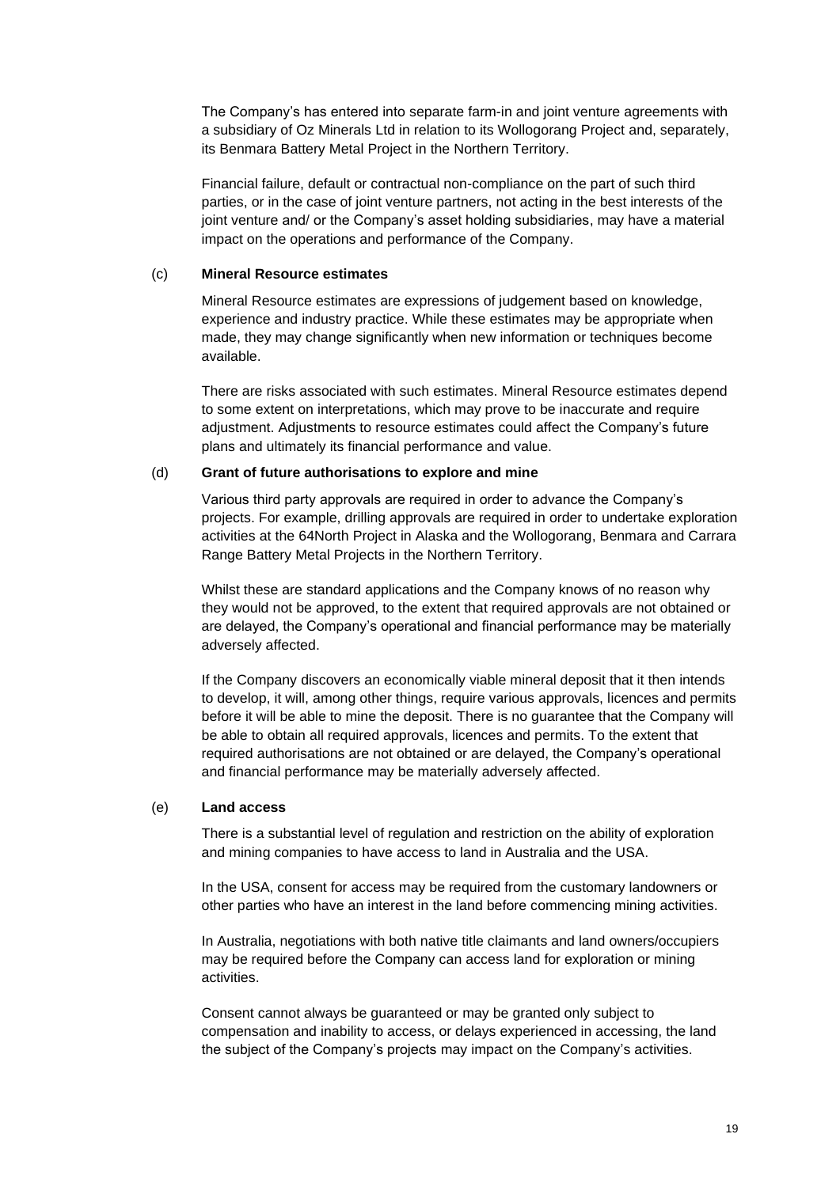The Company's has entered into separate farm-in and joint venture agreements with a subsidiary of Oz Minerals Ltd in relation to its Wollogorang Project and, separately, its Benmara Battery Metal Project in the Northern Territory.

Financial failure, default or contractual non-compliance on the part of such third parties, or in the case of joint venture partners, not acting in the best interests of the joint venture and/ or the Company's asset holding subsidiaries, may have a material impact on the operations and performance of the Company.

(c) **Mineral Resource estimates**

Mineral Resource estimates are expressions of judgement based on knowledge, experience and industry practice. While these estimates may be appropriate when made, they may change significantly when new information or techniques become available.

There are risks associated with such estimates. Mineral Resource estimates depend to some extent on interpretations, which may prove to be inaccurate and require adjustment. Adjustments to resource estimates could affect the Company's future plans and ultimately its financial performance and value.

(d) **Grant of future authorisations to explore and mine**

Various third party approvals are required in order to advance the Company's projects. For example, drilling approvals are required in order to undertake exploration activities at the 64North Project in Alaska and the Wollogorang, Benmara and Carrara Range Battery Metal Projects in the Northern Territory.

Whilst these are standard applications and the Company knows of no reason why they would not be approved, to the extent that required approvals are not obtained or are delayed, the Company's operational and financial performance may be materially adversely affected.

If the Company discovers an economically viable mineral deposit that it then intends to develop, it will, among other things, require various approvals, licences and permits before it will be able to mine the deposit. There is no guarantee that the Company will be able to obtain all required approvals, licences and permits. To the extent that required authorisations are not obtained or are delayed, the Company's operational and financial performance may be materially adversely affected.

(e) **Land access**

There is a substantial level of regulation and restriction on the ability of exploration and mining companies to have access to land in Australia and the USA.

In the USA, consent for access may be required from the customary landowners or other parties who have an interest in the land before commencing mining activities.

In Australia, negotiations with both native title claimants and land owners/occupiers may be required before the Company can access land for exploration or mining activities.

Consent cannot always be guaranteed or may be granted only subject to compensation and inability to access, or delays experienced in accessing, the land the subject of the Company's projects may impact on the Company's activities.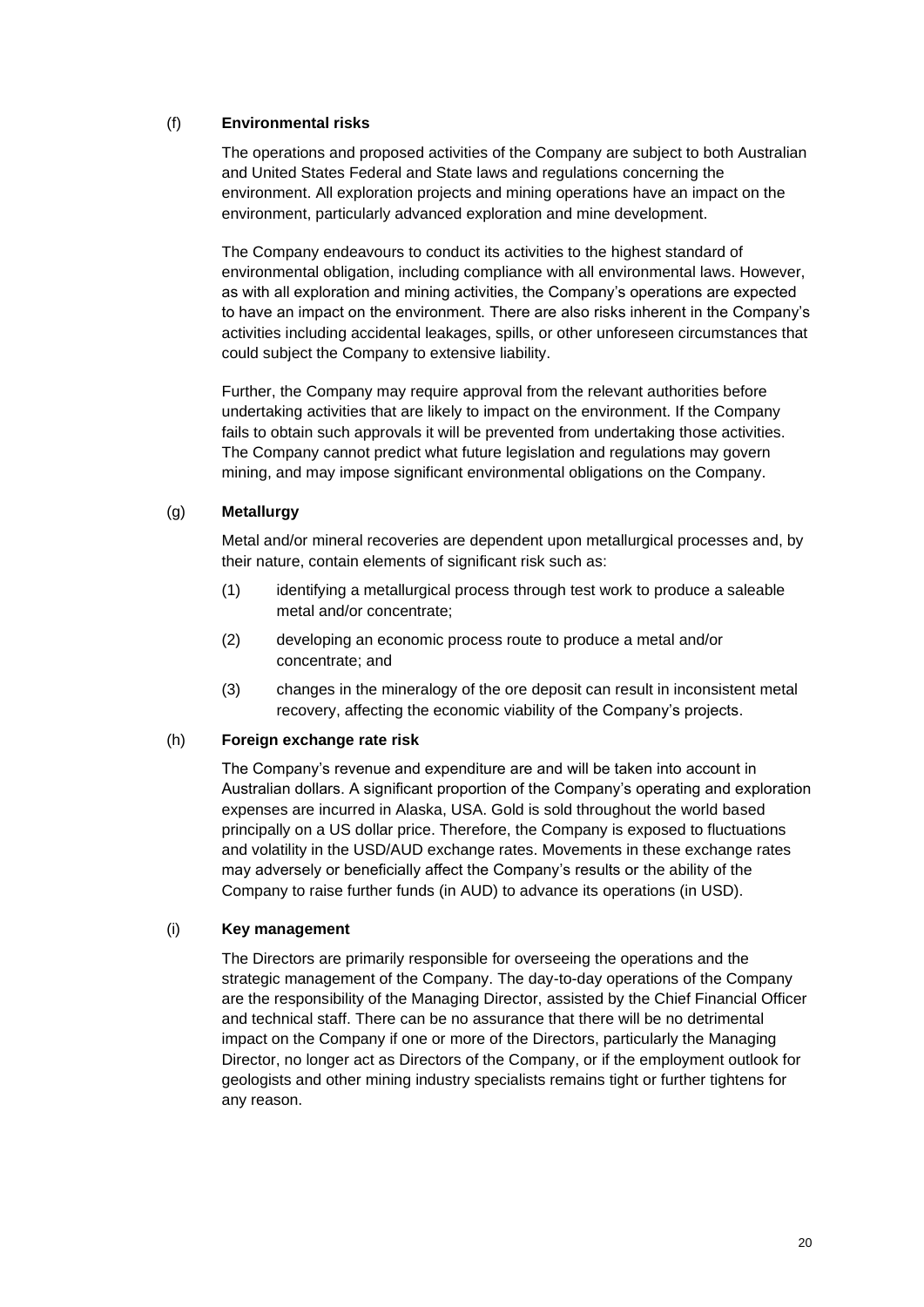### (f) Environmental risks

The operations and proposed activities of the Company are subject to both Australian and United States Federal and State laws and regulations concerning the environment. All exploration projects and mining operations have an impact on the environment, particularly advanced exploration and mine development.

The Company endeavours to conduct its activities to the highest standard of environmental obligation, including compliance with all environmental laws. However, as with all exploration and mining activities, the Company's operations are expected to have an impact on the environment. There are also risks inherent in the Company's activities including accidental leakages, spills, or other unforeseen circumstances that could subject the Company to extensive liability.

Further, the Company may require approval from the relevant authorities before undertaking activities that are likely to impact on the environment. If the Company fails to obtain such approvals it will be prevented from undertaking those activities. The Company cannot predict what future legislation and regulations may govern mining, and may impose significant environmental obligations on the Company.

### (g) Metallurgy

Metal and/or mineral recoveries are dependent upon metallurgical processes and, by their nature, contain elements of significant risk such as:

(1) identifying a metallurgical process through test work to produce a saleable metal and/or concentrate;

(2) developing an economic process route to produce a metal and/or concentrate; and

(3) changes in the mineralogy of the ore deposit can result in inconsistent metal recovery, affecting the economic viability of the Company's projects.

### (h) Foreign exchange rate risk

The Company's revenue and expenditure are and will be taken into account in Australian dollars. A significant proportion of the Company's operating and exploration expenses are incurred in Alaska, USA. Gold is sold throughout the world based principally on a US dollar price. Therefore, the Company is exposed to fluctuations and volatility in the USD/AUD exchange rates. Movements in these exchange rates may adversely or beneficially affect the Company's results or the ability of the Company to raise further funds (in AUD) to advance its operations (in USD).

### (i) Key management

The Directors are primarily responsible for overseeing the operations and the strategic management of the Company. The day-to-day operations of the Company are the responsibility of the Managing Director, assisted by the Chief Financial Officer and technical staff. There can be no assurance that there will be no detrimental impact on the Company if one or more of the Directors, particularly the Managing Director, no longer act as Directors of the Company, or if the employment outlook for geologists and other mining industry specialists remains tight or further tightens for any reason.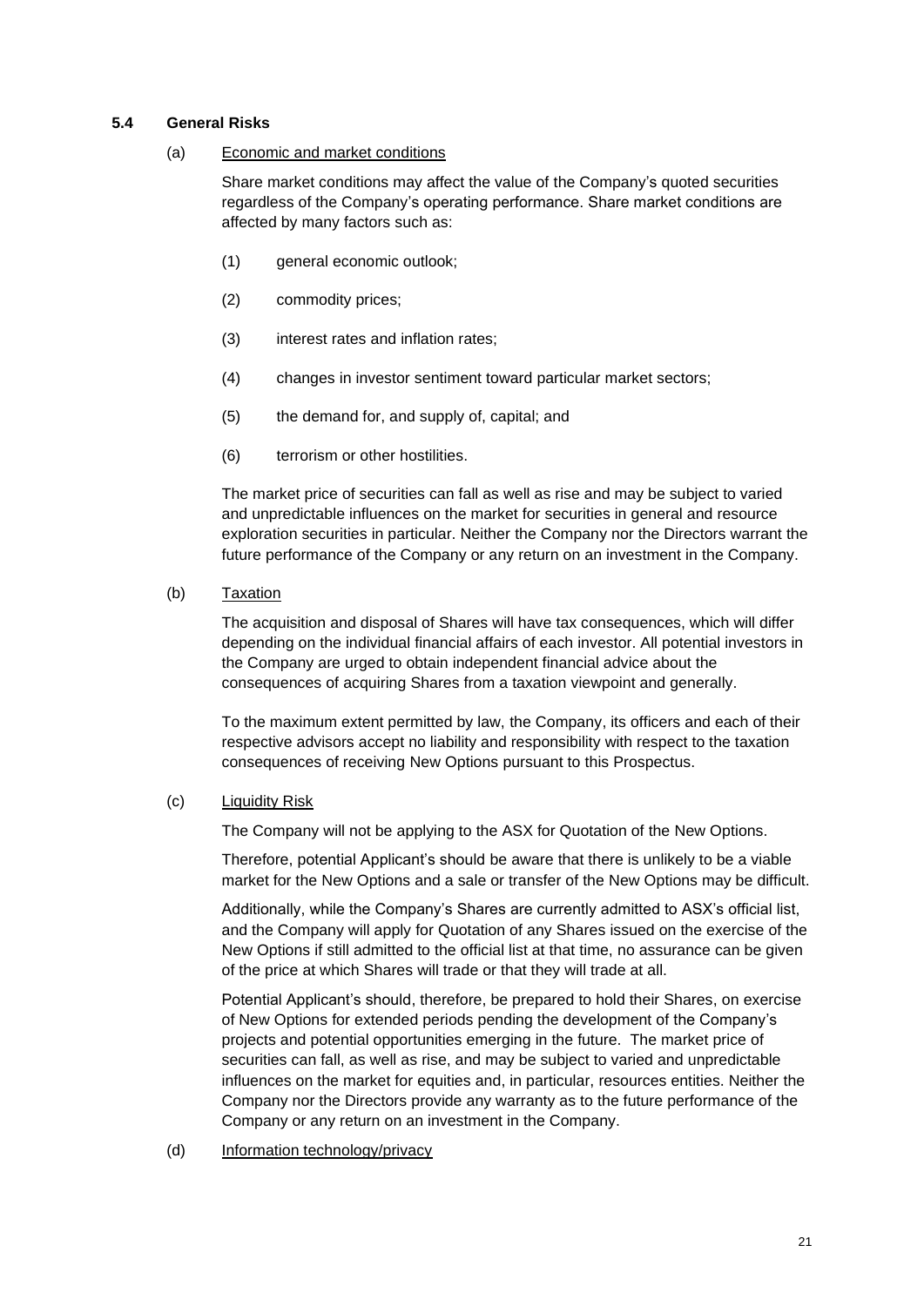### 5.4 General Risks

(a) Economic and market conditions

Share market conditions may affect the value of the Company's quoted securities regardless of the Company's operating performance. Share market conditions are affected by many factors such as:

(1) general economic outlook;

(2) commodity prices;

(3) interest rates and inflation rates;

(4) changes in investor sentiment toward particular market sectors;

(5) the demand for, and supply of, capital; and

(6) terrorism or other hostilities.

The market price of securities can fall as well as rise and may be subject to varied and unpredictable influences on the market for securities in general and resource exploration securities in particular. Neither the Company nor the Directors warrant the future performance of the Company or any return on an investment in the Company.

(b) Taxation

The acquisition and disposal of Shares will have tax consequences, which will differ depending on the individual financial affairs of each investor. All potential investors in the Company are urged to obtain independent financial advice about the consequences of acquiring Shares from a taxation viewpoint and generally.

To the maximum extent permitted by law, the Company, its officers and each of their respective advisors accept no liability and responsibility with respect to the taxation consequences of receiving New Options pursuant to this Prospectus.

(c) Liquidity Risk

The Company will not be applying to the ASX for Quotation of the New Options.

Therefore, potential Applicant's should be aware that there is unlikely to be a viable market for the New Options and a sale or transfer of the New Options may be difficult.

Additionally, while the Company's Shares are currently admitted to ASX's official list, and the Company will apply for Quotation of any Shares issued on the exercise of the New Options if still admitted to the official list at that time, no assurance can be given of the price at which Shares will trade or that they will trade at all.

Potential Applicant's should, therefore, be prepared to hold their Shares, on exercise of New Options for extended periods pending the development of the Company's projects and potential opportunities emerging in the future. The market price of securities can fall, as well as rise, and may be subject to varied and unpredictable influences on the market for equities and, in particular, resources entities. Neither the Company nor the Directors provide any warranty as to the future performance of the Company or any return on an investment in the Company.

(d) Information technology/privacy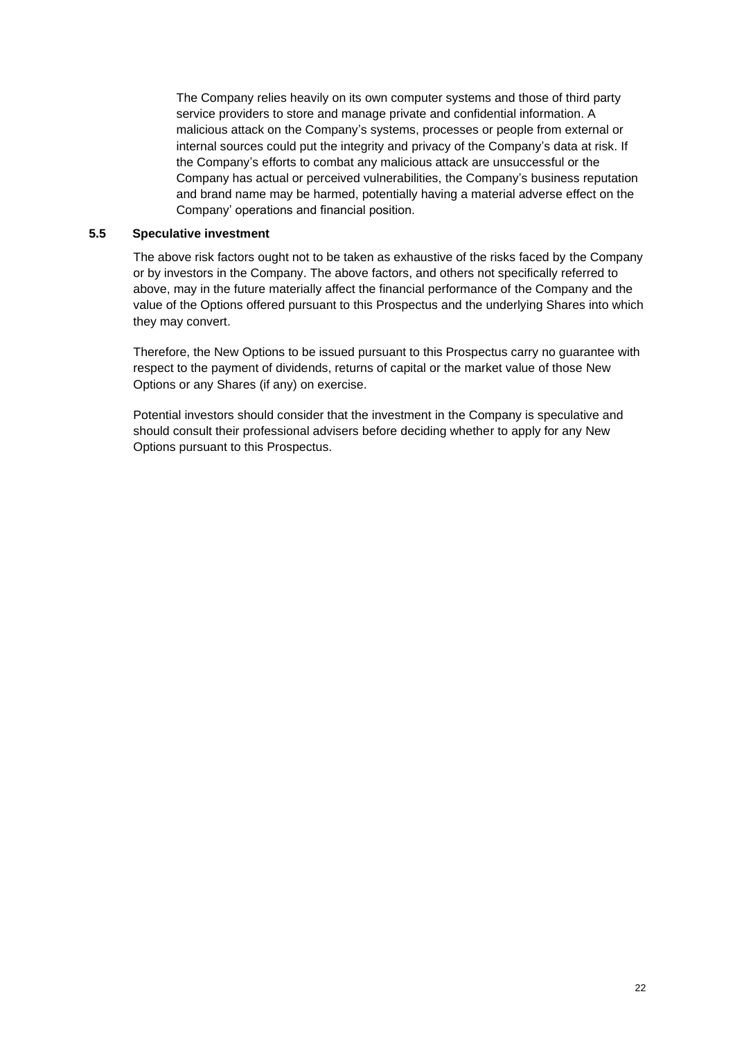The Company relies heavily on its own computer systems and those of third party service providers to store and manage private and confidential information. A malicious attack on the Company's systems, processes or people from external or internal sources could put the integrity and privacy of the Company's data at risk. If the Company's efforts to combat any malicious attack are unsuccessful or the Company has actual or perceived vulnerabilities, the Company's business reputation and brand name may be harmed, potentially having a material adverse effect on the Company' operations and financial position.

### 5.5 Speculative investment

The above risk factors ought not to be taken as exhaustive of the risks faced by the Company or by investors in the Company. The above factors, and others not specifically referred to above, may in the future materially affect the financial performance of the Company and the value of the Options offered pursuant to this Prospectus and the underlying Shares into which they may convert.

Therefore, the New Options to be issued pursuant to this Prospectus carry no guarantee with respect to the payment of dividends, returns of capital or the market value of those New Options or any Shares (if any) on exercise.

Potential investors should consider that the investment in the Company is speculative and should consult their professional advisers before deciding whether to apply for any New Options pursuant to this Prospectus.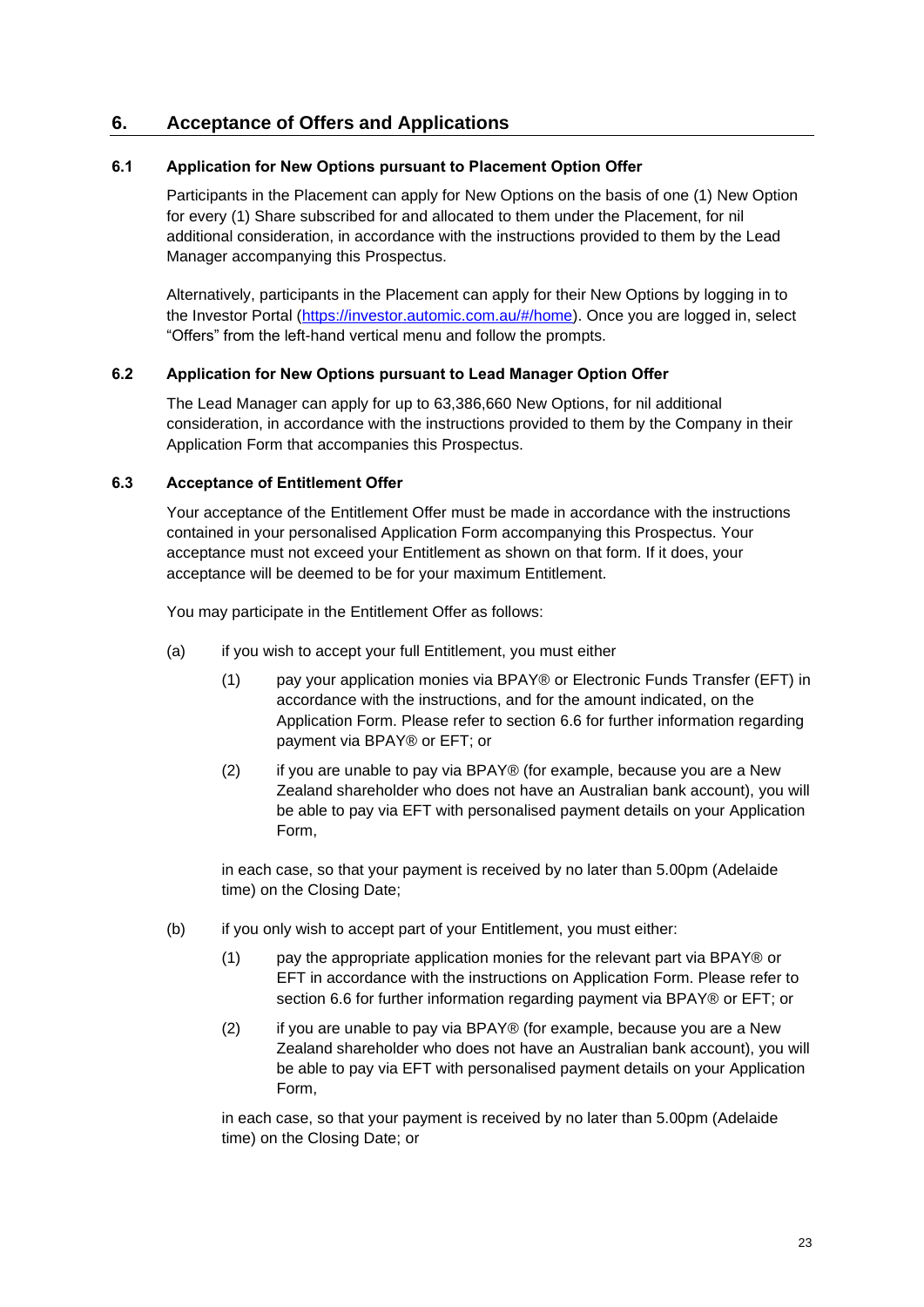## 6. Acceptance of Offers and Applications

### 6.1 Application for New Options pursuant to Placement Option Offer

Participants in the Placement can apply for New Options on the basis of one (1) New Option for every (1) Share subscribed for and allocated to them under the Placement, for nil additional consideration, in accordance with the instructions provided to them by the Lead Manager accompanying this Prospectus.

Alternatively, participants in the Placement can apply for their New Options by logging in to the Investor Portal (https://investor.automic.com.au/#/home). Once you are logged in, select "Offers" from the left-hand vertical menu and follow the prompts.

### 6.2 Application for New Options pursuant to Lead Manager Option Offer

The Lead Manager can apply for up to 63,386,660 New Options, for nil additional consideration, in accordance with the instructions provided to them by the Company in their Application Form that accompanies this Prospectus.

### 6.3 Acceptance of Entitlement Offer

Your acceptance of the Entitlement Offer must be made in accordance with the instructions contained in your personalised Application Form accompanying this Prospectus. Your acceptance must not exceed your Entitlement as shown on that form. If it does, your acceptance will be deemed to be for your maximum Entitlement.

You may participate in the Entitlement Offer as follows:

(a) if you wish to accept your full Entitlement, you must either

   (1) pay your application monies via BPAY® or Electronic Funds Transfer (EFT) in accordance with the instructions, and for the amount indicated, on the Application Form. Please refer to section 6.6 for further information regarding payment via BPAY® or EFT; or

   (2) if you are unable to pay via BPAY® (for example, because you are a New Zealand shareholder who does not have an Australian bank account), you will be able to pay via EFT with personalised payment details on your Application Form,

   in each case, so that your payment is received by no later than 5.00pm (Adelaide time) on the Closing Date;

(b) if you only wish to accept part of your Entitlement, you must either:

   (1) pay the appropriate application monies for the relevant part via BPAY® or EFT in accordance with the instructions on Application Form. Please refer to section 6.6 for further information regarding payment via BPAY® or EFT; or

   (2) if you are unable to pay via BPAY® (for example, because you are a New Zealand shareholder who does not have an Australian bank account), you will be able to pay via EFT with personalised payment details on your Application Form,

   in each case, so that your payment is received by no later than 5.00pm (Adelaide time) on the Closing Date; or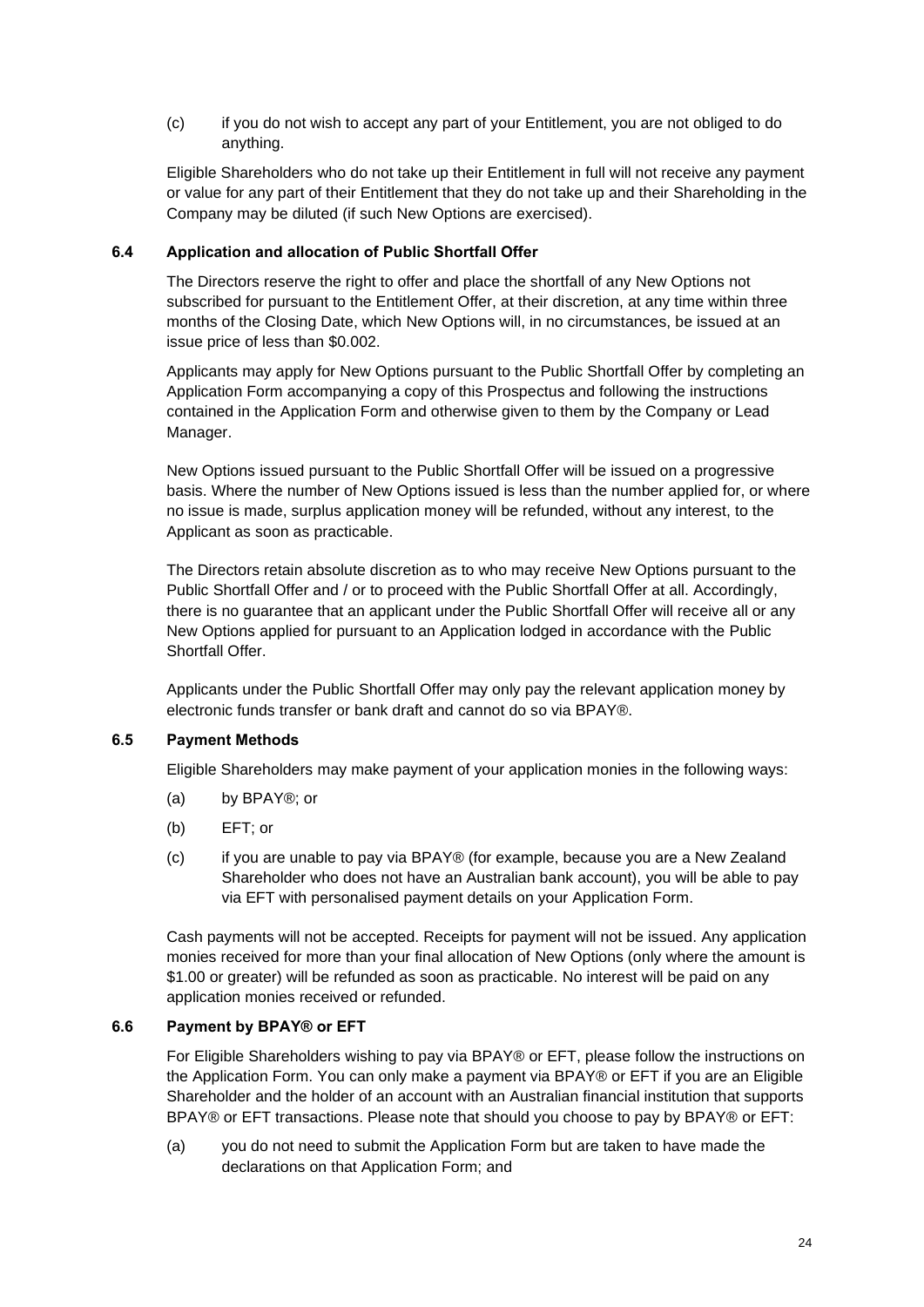(c) if you do not wish to accept any part of your Entitlement, you are not obliged to do anything.

Eligible Shareholders who do not take up their Entitlement in full will not receive any payment or value for any part of their Entitlement that they do not take up and their Shareholding in the Company may be diluted (if such New Options are exercised).

### 6.4 Application and allocation of Public Shortfall Offer

The Directors reserve the right to offer and place the shortfall of any New Options not subscribed for pursuant to the Entitlement Offer, at their discretion, at any time within three months of the Closing Date, which New Options will, in no circumstances, be issued at an issue price of less than $0.002.

Applicants may apply for New Options pursuant to the Public Shortfall Offer by completing an Application Form accompanying a copy of this Prospectus and following the instructions contained in the Application Form and otherwise given to them by the Company or Lead Manager.

New Options issued pursuant to the Public Shortfall Offer will be issued on a progressive basis. Where the number of New Options issued is less than the number applied for, or where no issue is made, surplus application money will be refunded, without any interest, to the Applicant as soon as practicable.

The Directors retain absolute discretion as to who may receive New Options pursuant to the Public Shortfall Offer and / or to proceed with the Public Shortfall Offer at all. Accordingly, there is no guarantee that an applicant under the Public Shortfall Offer will receive all or any New Options applied for pursuant to an Application lodged in accordance with the Public Shortfall Offer.

Applicants under the Public Shortfall Offer may only pay the relevant application money by electronic funds transfer or bank draft and cannot do so via BPAY®.

### 6.5 Payment Methods

Eligible Shareholders may make payment of your application monies in the following ways:

(a) by BPAY®; or

(b) EFT; or

(c) if you are unable to pay via BPAY® (for example, because you are a New Zealand Shareholder who does not have an Australian bank account), you will be able to pay via EFT with personalised payment details on your Application Form.

Cash payments will not be accepted. Receipts for payment will not be issued. Any application monies received for more than your final allocation of New Options (only where the amount is $1.00 or greater) will be refunded as soon as practicable. No interest will be paid on any application monies received or refunded.

### 6.6 Payment by BPAY® or EFT

For Eligible Shareholders wishing to pay via BPAY® or EFT, please follow the instructions on the Application Form. You can only make a payment via BPAY® or EFT if you are an Eligible Shareholder and the holder of an account with an Australian financial institution that supports BPAY® or EFT transactions. Please note that should you choose to pay by BPAY® or EFT:

(a) you do not need to submit the Application Form but are taken to have made the declarations on that Application Form; and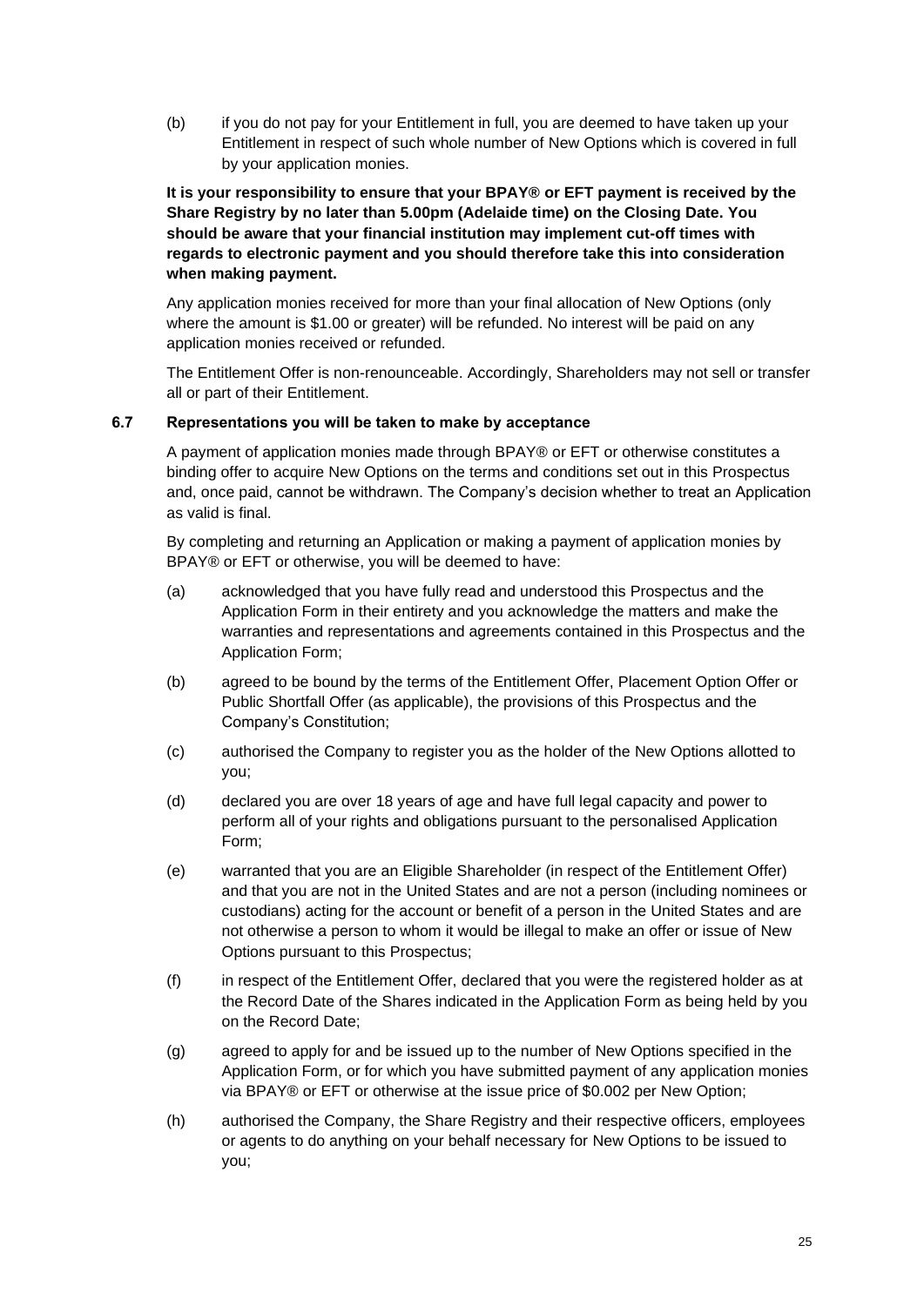(b) if you do not pay for your Entitlement in full, you are deemed to have taken up your Entitlement in respect of such whole number of New Options which is covered in full by your application monies.

**It is your responsibility to ensure that your BPAY® or EFT payment is received by the Share Registry by no later than 5.00pm (Adelaide time) on the Closing Date. You should be aware that your financial institution may implement cut-off times with regards to electronic payment and you should therefore take this into consideration when making payment.**

Any application monies received for more than your final allocation of New Options (only where the amount is $1.00 or greater) will be refunded. No interest will be paid on any application monies received or refunded.

The Entitlement Offer is non-renounceable. Accordingly, Shareholders may not sell or transfer all or part of their Entitlement.

### 6.7 Representations you will be taken to make by acceptance

A payment of application monies made through BPAY® or EFT or otherwise constitutes a binding offer to acquire New Options on the terms and conditions set out in this Prospectus and, once paid, cannot be withdrawn. The Company's decision whether to treat an Application as valid is final.

By completing and returning an Application or making a payment of application monies by BPAY® or EFT or otherwise, you will be deemed to have:

(a) acknowledged that you have fully read and understood this Prospectus and the Application Form in their entirety and you acknowledge the matters and make the warranties and representations and agreements contained in this Prospectus and the Application Form;

(b) agreed to be bound by the terms of the Entitlement Offer, Placement Option Offer or Public Shortfall Offer (as applicable), the provisions of this Prospectus and the Company's Constitution;

(c) authorised the Company to register you as the holder of the New Options allotted to you;

(d) declared you are over 18 years of age and have full legal capacity and power to perform all of your rights and obligations pursuant to the personalised Application Form;

(e) warranted that you are an Eligible Shareholder (in respect of the Entitlement Offer) and that you are not in the United States and are not a person (including nominees or custodians) acting for the account or benefit of a person in the United States and are not otherwise a person to whom it would be illegal to make an offer or issue of New Options pursuant to this Prospectus;

(f) in respect of the Entitlement Offer, declared that you were the registered holder as at the Record Date of the Shares indicated in the Application Form as being held by you on the Record Date;

(g) agreed to apply for and be issued up to the number of New Options specified in the Application Form, or for which you have submitted payment of any application monies via BPAY® or EFT or otherwise at the issue price of $0.002 per New Option;

(h) authorised the Company, the Share Registry and their respective officers, employees or agents to do anything on your behalf necessary for New Options to be issued to you;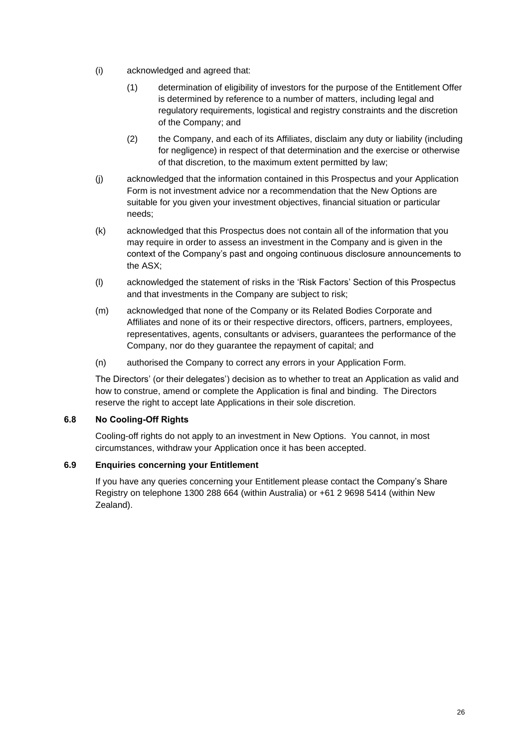(i) acknowledged and agreed that:

   (1) determination of eligibility of investors for the purpose of the Entitlement Offer is determined by reference to a number of matters, including legal and regulatory requirements, logistical and registry constraints and the discretion of the Company; and

   (2) the Company, and each of its Affiliates, disclaim any duty or liability (including for negligence) in respect of that determination and the exercise or otherwise of that discretion, to the maximum extent permitted by law;

(j) acknowledged that the information contained in this Prospectus and your Application Form is not investment advice nor a recommendation that the New Options are suitable for you given your investment objectives, financial situation or particular needs;

(k) acknowledged that this Prospectus does not contain all of the information that you may require in order to assess an investment in the Company and is given in the context of the Company's past and ongoing continuous disclosure announcements to the ASX;

(l) acknowledged the statement of risks in the 'Risk Factors' Section of this Prospectus and that investments in the Company are subject to risk;

(m) acknowledged that none of the Company or its Related Bodies Corporate and Affiliates and none of its or their respective directors, officers, partners, employees, representatives, agents, consultants or advisers, guarantees the performance of the Company, nor do they guarantee the repayment of capital; and

(n) authorised the Company to correct any errors in your Application Form.

The Directors' (or their delegates') decision as to whether to treat an Application as valid and how to construe, amend or complete the Application is final and binding. The Directors reserve the right to accept late Applications in their sole discretion.

### 6.8 No Cooling-Off Rights

Cooling-off rights do not apply to an investment in New Options. You cannot, in most circumstances, withdraw your Application once it has been accepted.

### 6.9 Enquiries concerning your Entitlement

If you have any queries concerning your Entitlement please contact the Company's Share Registry on telephone 1300 288 664 (within Australia) or +61 2 9698 5414 (within New Zealand).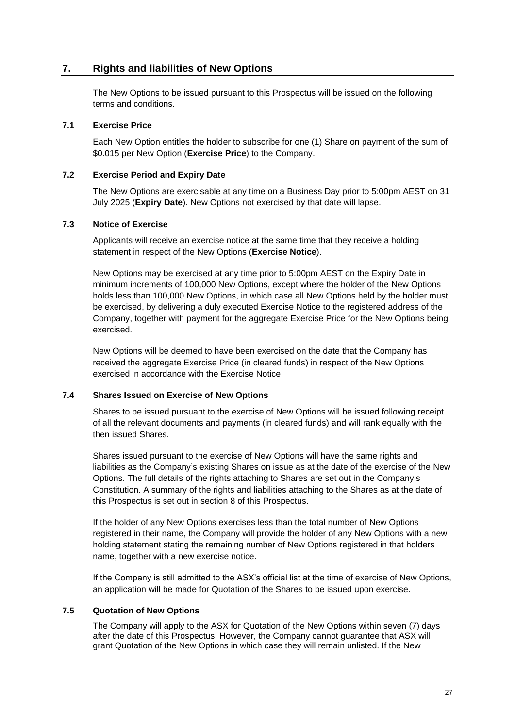## 7. Rights and liabilities of New Options

The New Options to be issued pursuant to this Prospectus will be issued on the following terms and conditions.

### 7.1 Exercise Price

Each New Option entitles the holder to subscribe for one (1) Share on payment of the sum of $0.015 per New Option (**Exercise Price**) to the Company.

### 7.2 Exercise Period and Expiry Date

The New Options are exercisable at any time on a Business Day prior to 5:00pm AEST on 31 July 2025 (**Expiry Date**). New Options not exercised by that date will lapse.

### 7.3 Notice of Exercise

Applicants will receive an exercise notice at the same time that they receive a holding statement in respect of the New Options (**Exercise Notice**).

New Options may be exercised at any time prior to 5:00pm AEST on the Expiry Date in minimum increments of 100,000 New Options, except where the holder of the New Options holds less than 100,000 New Options, in which case all New Options held by the holder must be exercised, by delivering a duly executed Exercise Notice to the registered address of the Company, together with payment for the aggregate Exercise Price for the New Options being exercised.

New Options will be deemed to have been exercised on the date that the Company has received the aggregate Exercise Price (in cleared funds) in respect of the New Options exercised in accordance with the Exercise Notice.

### 7.4 Shares Issued on Exercise of New Options

Shares to be issued pursuant to the exercise of New Options will be issued following receipt of all the relevant documents and payments (in cleared funds) and will rank equally with the then issued Shares.

Shares issued pursuant to the exercise of New Options will have the same rights and liabilities as the Company's existing Shares on issue as at the date of the exercise of the New Options. The full details of the rights attaching to Shares are set out in the Company's Constitution. A summary of the rights and liabilities attaching to the Shares as at the date of this Prospectus is set out in section 8 of this Prospectus.

If the holder of any New Options exercises less than the total number of New Options registered in their name, the Company will provide the holder of any New Options with a new holding statement stating the remaining number of New Options registered in that holders name, together with a new exercise notice.

If the Company is still admitted to the ASX's official list at the time of exercise of New Options, an application will be made for Quotation of the Shares to be issued upon exercise.

### 7.5 Quotation of New Options

The Company will apply to the ASX for Quotation of the New Options within seven (7) days after the date of this Prospectus. However, the Company cannot guarantee that ASX will grant Quotation of the New Options in which case they will remain unlisted. If the New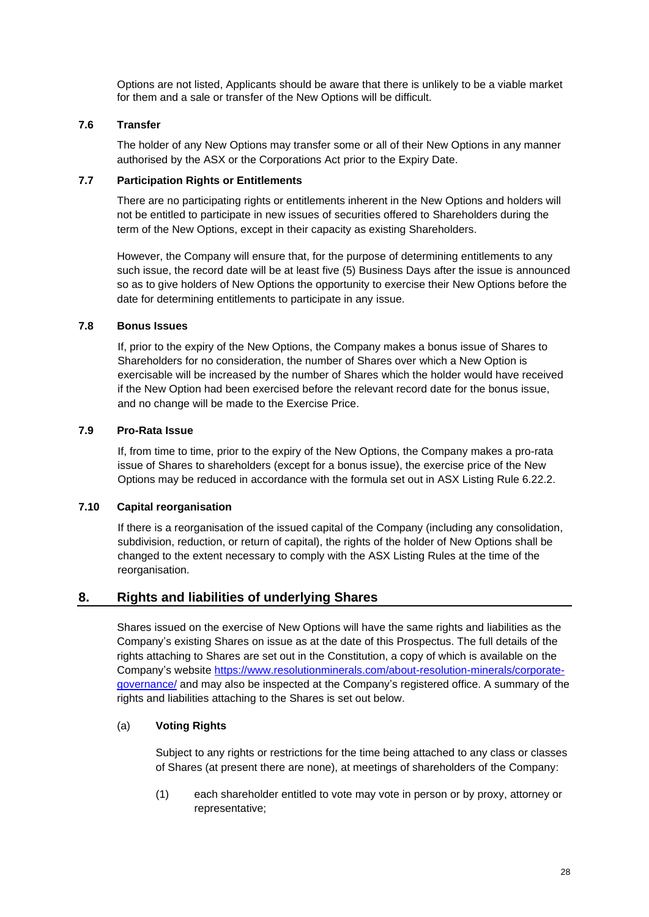Options are not listed, Applicants should be aware that there is unlikely to be a viable market for them and a sale or transfer of the New Options will be difficult.

### 7.6 Transfer

The holder of any New Options may transfer some or all of their New Options in any manner authorised by the ASX or the Corporations Act prior to the Expiry Date.

### 7.7 Participation Rights or Entitlements

There are no participating rights or entitlements inherent in the New Options and holders will not be entitled to participate in new issues of securities offered to Shareholders during the term of the New Options, except in their capacity as existing Shareholders.

However, the Company will ensure that, for the purpose of determining entitlements to any such issue, the record date will be at least five (5) Business Days after the issue is announced so as to give holders of New Options the opportunity to exercise their New Options before the date for determining entitlements to participate in any issue.

### 7.8 Bonus Issues

If, prior to the expiry of the New Options, the Company makes a bonus issue of Shares to Shareholders for no consideration, the number of Shares over which a New Option is exercisable will be increased by the number of Shares which the holder would have received if the New Option had been exercised before the relevant record date for the bonus issue, and no change will be made to the Exercise Price.

### 7.9 Pro-Rata Issue

If, from time to time, prior to the expiry of the New Options, the Company makes a pro-rata issue of Shares to shareholders (except for a bonus issue), the exercise price of the New Options may be reduced in accordance with the formula set out in ASX Listing Rule 6.22.2.

### 7.10 Capital reorganisation

If there is a reorganisation of the issued capital of the Company (including any consolidation, subdivision, reduction, or return of capital), the rights of the holder of New Options shall be changed to the extent necessary to comply with the ASX Listing Rules at the time of the reorganisation.

## 8. Rights and liabilities of underlying Shares

Shares issued on the exercise of New Options will have the same rights and liabilities as the Company's existing Shares on issue as at the date of this Prospectus. The full details of the rights attaching to Shares are set out in the Constitution, a copy of which is available on the Company's website [https://www.resolutionminerals.com/about-resolution-minerals/corporate-governance/](https://www.resolutionminerals.com/about-resolution-minerals/corporate-governance/) and may also be inspected at the Company's registered office. A summary of the rights and liabilities attaching to the Shares is set out below.

(a) **Voting Rights**

Subject to any rights or restrictions for the time being attached to any class or classes of Shares (at present there are none), at meetings of shareholders of the Company:

(1) each shareholder entitled to vote may vote in person or by proxy, attorney or representative;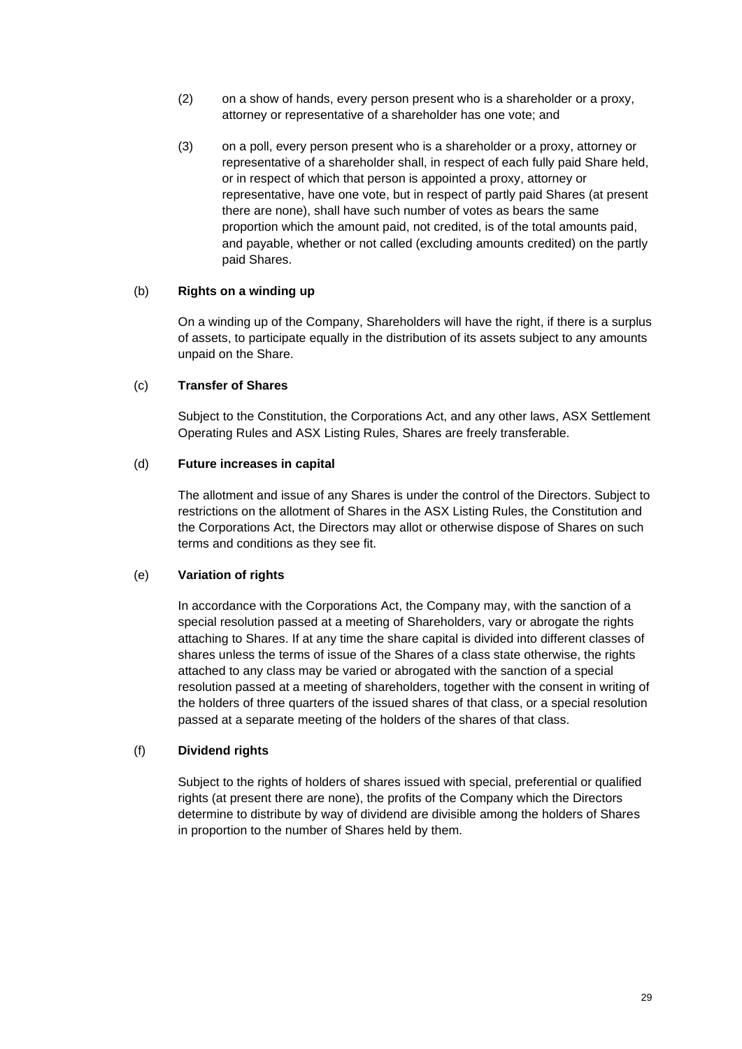(2) on a show of hands, every person present who is a shareholder or a proxy, attorney or representative of a shareholder has one vote; and

(3) on a poll, every person present who is a shareholder or a proxy, attorney or representative of a shareholder shall, in respect of each fully paid Share held, or in respect of which that person is appointed a proxy, attorney or representative, have one vote, but in respect of partly paid Shares (at present there are none), shall have such number of votes as bears the same proportion which the amount paid, not credited, is of the total amounts paid, and payable, whether or not called (excluding amounts credited) on the partly paid Shares.

(b) **Rights on a winding up**

On a winding up of the Company, Shareholders will have the right, if there is a surplus of assets, to participate equally in the distribution of its assets subject to any amounts unpaid on the Share.

(c) **Transfer of Shares**

Subject to the Constitution, the Corporations Act, and any other laws, ASX Settlement Operating Rules and ASX Listing Rules, Shares are freely transferable.

(d) **Future increases in capital**

The allotment and issue of any Shares is under the control of the Directors. Subject to restrictions on the allotment of Shares in the ASX Listing Rules, the Constitution and the Corporations Act, the Directors may allot or otherwise dispose of Shares on such terms and conditions as they see fit.

(e) **Variation of rights**

In accordance with the Corporations Act, the Company may, with the sanction of a special resolution passed at a meeting of Shareholders, vary or abrogate the rights attaching to Shares. If at any time the share capital is divided into different classes of shares unless the terms of issue of the Shares of a class state otherwise, the rights attached to any class may be varied or abrogated with the sanction of a special resolution passed at a meeting of shareholders, together with the consent in writing of the holders of three quarters of the issued shares of that class, or a special resolution passed at a separate meeting of the holders of the shares of that class.

(f) **Dividend rights**

Subject to the rights of holders of shares issued with special, preferential or qualified rights (at present there are none), the profits of the Company which the Directors determine to distribute by way of dividend are divisible among the holders of Shares in proportion to the number of Shares held by them.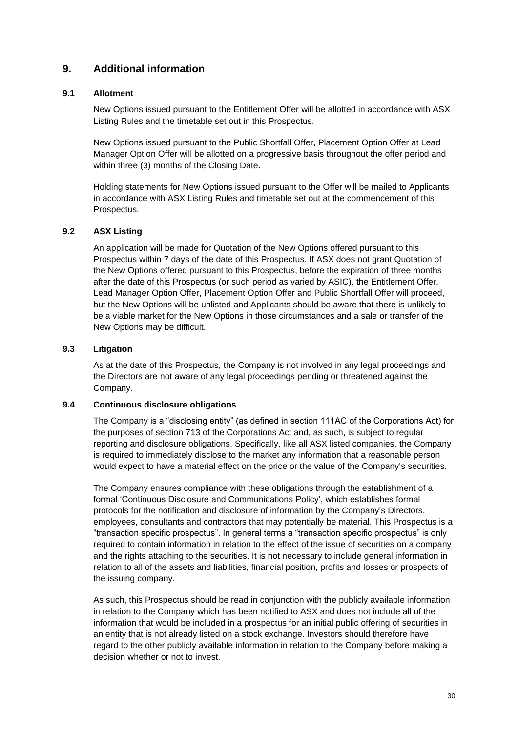# 9. Additional information

## 9.1 Allotment

New Options issued pursuant to the Entitlement Offer will be allotted in accordance with ASX Listing Rules and the timetable set out in this Prospectus.

New Options issued pursuant to the Public Shortfall Offer, Placement Option Offer at Lead Manager Option Offer will be allotted on a progressive basis throughout the offer period and within three (3) months of the Closing Date.

Holding statements for New Options issued pursuant to the Offer will be mailed to Applicants in accordance with ASX Listing Rules and timetable set out at the commencement of this Prospectus.

## 9.2 ASX Listing

An application will be made for Quotation of the New Options offered pursuant to this Prospectus within 7 days of the date of this Prospectus. If ASX does not grant Quotation of the New Options offered pursuant to this Prospectus, before the expiration of three months after the date of this Prospectus (or such period as varied by ASIC), the Entitlement Offer, Lead Manager Option Offer, Placement Option Offer and Public Shortfall Offer will proceed, but the New Options will be unlisted and Applicants should be aware that there is unlikely to be a viable market for the New Options in those circumstances and a sale or transfer of the New Options may be difficult.

## 9.3 Litigation

As at the date of this Prospectus, the Company is not involved in any legal proceedings and the Directors are not aware of any legal proceedings pending or threatened against the Company.

## 9.4 Continuous disclosure obligations

The Company is a "disclosing entity" (as defined in section 111AC of the Corporations Act) for the purposes of section 713 of the Corporations Act and, as such, is subject to regular reporting and disclosure obligations. Specifically, like all ASX listed companies, the Company is required to immediately disclose to the market any information that a reasonable person would expect to have a material effect on the price or the value of the Company's securities.

The Company ensures compliance with these obligations through the establishment of a formal 'Continuous Disclosure and Communications Policy', which establishes formal protocols for the notification and disclosure of information by the Company's Directors, employees, consultants and contractors that may potentially be material. This Prospectus is a "transaction specific prospectus". In general terms a "transaction specific prospectus" is only required to contain information in relation to the effect of the issue of securities on a company and the rights attaching to the securities. It is not necessary to include general information in relation to all of the assets and liabilities, financial position, profits and losses or prospects of the issuing company.

As such, this Prospectus should be read in conjunction with the publicly available information in relation to the Company which has been notified to ASX and does not include all of the information that would be included in a prospectus for an initial public offering of securities in an entity that is not already listed on a stock exchange. Investors should therefore have regard to the other publicly available information in relation to the Company before making a decision whether or not to invest.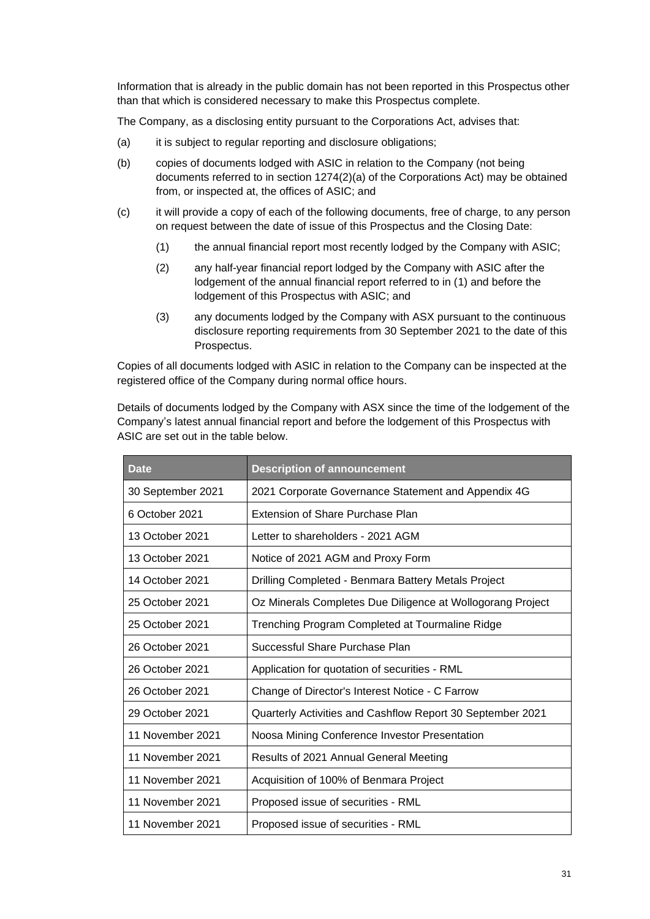Information that is already in the public domain has not been reported in this Prospectus other than that which is considered necessary to make this Prospectus complete.

The Company, as a disclosing entity pursuant to the Corporations Act, advises that:

(a) it is subject to regular reporting and disclosure obligations;

(b) copies of documents lodged with ASIC in relation to the Company (not being documents referred to in section 1274(2)(a) of the Corporations Act) may be obtained from, or inspected at, the offices of ASIC; and

(c) it will provide a copy of each of the following documents, free of charge, to any person on request between the date of issue of this Prospectus and the Closing Date:

 (1) the annual financial report most recently lodged by the Company with ASIC;

 (2) any half-year financial report lodged by the Company with ASIC after the lodgement of the annual financial report referred to in (1) and before the lodgement of this Prospectus with ASIC; and

 (3) any documents lodged by the Company with ASX pursuant to the continuous disclosure reporting requirements from 30 September 2021 to the date of this Prospectus.

Copies of all documents lodged with ASIC in relation to the Company can be inspected at the registered office of the Company during normal office hours.

Details of documents lodged by the Company with ASX since the time of the lodgement of the Company's latest annual financial report and before the lodgement of this Prospectus with ASIC are set out in the table below.

| Date | Description of announcement |
|---|---|
| 30 September 2021 | 2021 Corporate Governance Statement and Appendix 4G |
| 6 October 2021 | Extension of Share Purchase Plan |
| 13 October 2021 | Letter to shareholders - 2021 AGM |
| 13 October 2021 | Notice of 2021 AGM and Proxy Form |
| 14 October 2021 | Drilling Completed - Benmara Battery Metals Project |
| 25 October 2021 | Oz Minerals Completes Due Diligence at Wollogorang Project |
| 25 October 2021 | Trenching Program Completed at Tourmaline Ridge |
| 26 October 2021 | Successful Share Purchase Plan |
| 26 October 2021 | Application for quotation of securities - RML |
| 26 October 2021 | Change of Director's Interest Notice - C Farrow |
| 29 October 2021 | Quarterly Activities and Cashflow Report 30 September 2021 |
| 11 November 2021 | Noosa Mining Conference Investor Presentation |
| 11 November 2021 | Results of 2021 Annual General Meeting |
| 11 November 2021 | Acquisition of 100% of Benmara Project |
| 11 November 2021 | Proposed issue of securities - RML |
| 11 November 2021 | Proposed issue of securities - RML |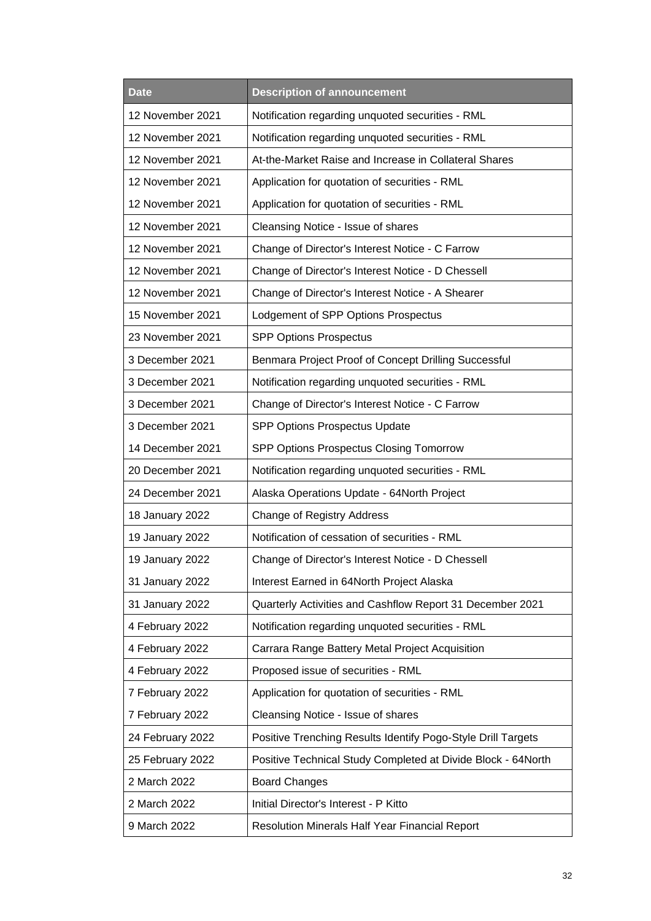| Date | Description of announcement |
|---|---|
| 12 November 2021 | Notification regarding unquoted securities - RML |
| 12 November 2021 | Notification regarding unquoted securities - RML |
| 12 November 2021 | At-the-Market Raise and Increase in Collateral Shares |
| 12 November 2021 | Application for quotation of securities - RML |
| 12 November 2021 | Application for quotation of securities - RML |
| 12 November 2021 | Cleansing Notice - Issue of shares |
| 12 November 2021 | Change of Director's Interest Notice - C Farrow |
| 12 November 2021 | Change of Director's Interest Notice - D Chessell |
| 12 November 2021 | Change of Director's Interest Notice - A Shearer |
| 15 November 2021 | Lodgement of SPP Options Prospectus |
| 23 November 2021 | SPP Options Prospectus |
| 3 December 2021 | Benmara Project Proof of Concept Drilling Successful |
| 3 December 2021 | Notification regarding unquoted securities - RML |
| 3 December 2021 | Change of Director's Interest Notice - C Farrow |
| 3 December 2021 | SPP Options Prospectus Update |
| 14 December 2021 | SPP Options Prospectus Closing Tomorrow |
| 20 December 2021 | Notification regarding unquoted securities - RML |
| 24 December 2021 | Alaska Operations Update - 64North Project |
| 18 January 2022 | Change of Registry Address |
| 19 January 2022 | Notification of cessation of securities - RML |
| 19 January 2022 | Change of Director's Interest Notice - D Chessell |
| 31 January 2022 | Interest Earned in 64North Project Alaska |
| 31 January 2022 | Quarterly Activities and Cashflow Report 31 December 2021 |
| 4 February 2022 | Notification regarding unquoted securities - RML |
| 4 February 2022 | Carrara Range Battery Metal Project Acquisition |
| 4 February 2022 | Proposed issue of securities - RML |
| 7 February 2022 | Application for quotation of securities - RML |
| 7 February 2022 | Cleansing Notice - Issue of shares |
| 24 February 2022 | Positive Trenching Results Identify Pogo-Style Drill Targets |
| 25 February 2022 | Positive Technical Study Completed at Divide Block - 64North |
| 2 March 2022 | Board Changes |
| 2 March 2022 | Initial Director's Interest - P Kitto |
| 9 March 2022 | Resolution Minerals Half Year Financial Report |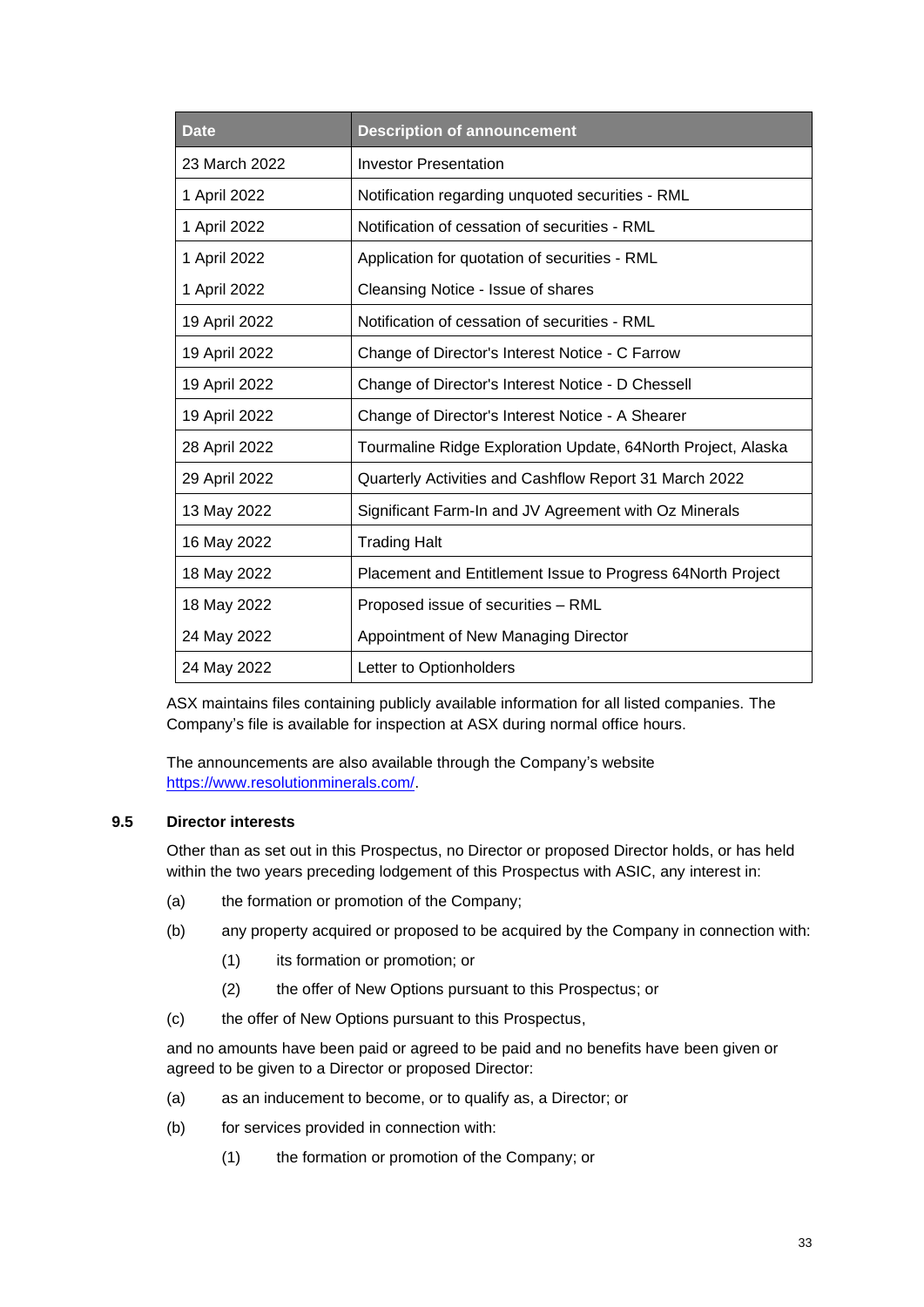| Date | Description of announcement |
|---|---|
| 23 March 2022 | Investor Presentation |
| 1 April 2022 | Notification regarding unquoted securities - RML |
| 1 April 2022 | Notification of cessation of securities - RML |
| 1 April 2022 | Application for quotation of securities - RML |
| 1 April 2022 | Cleansing Notice - Issue of shares |
| 19 April 2022 | Notification of cessation of securities - RML |
| 19 April 2022 | Change of Director's Interest Notice - C Farrow |
| 19 April 2022 | Change of Director's Interest Notice - D Chessell |
| 19 April 2022 | Change of Director's Interest Notice - A Shearer |
| 28 April 2022 | Tourmaline Ridge Exploration Update, 64North Project, Alaska |
| 29 April 2022 | Quarterly Activities and Cashflow Report 31 March 2022 |
| 13 May 2022 | Significant Farm-In and JV Agreement with Oz Minerals |
| 16 May 2022 | Trading Halt |
| 18 May 2022 | Placement and Entitlement Issue to Progress 64North Project |
| 18 May 2022 | Proposed issue of securities – RML |
| 24 May 2022 | Appointment of New Managing Director |
| 24 May 2022 | Letter to Optionholders |

ASX maintains files containing publicly available information for all listed companies. The Company's file is available for inspection at ASX during normal office hours.

The announcements are also available through the Company's website https://www.resolutionminerals.com/.

### 9.5 Director interests

Other than as set out in this Prospectus, no Director or proposed Director holds, or has held within the two years preceding lodgement of this Prospectus with ASIC, any interest in:

(a) the formation or promotion of the Company;

(b) any property acquired or proposed to be acquired by the Company in connection with:

 (1) its formation or promotion; or

 (2) the offer of New Options pursuant to this Prospectus; or

(c) the offer of New Options pursuant to this Prospectus,

and no amounts have been paid or agreed to be paid and no benefits have been given or agreed to be given to a Director or proposed Director:

(a) as an inducement to become, or to qualify as, a Director; or

(b) for services provided in connection with:

 (1) the formation or promotion of the Company; or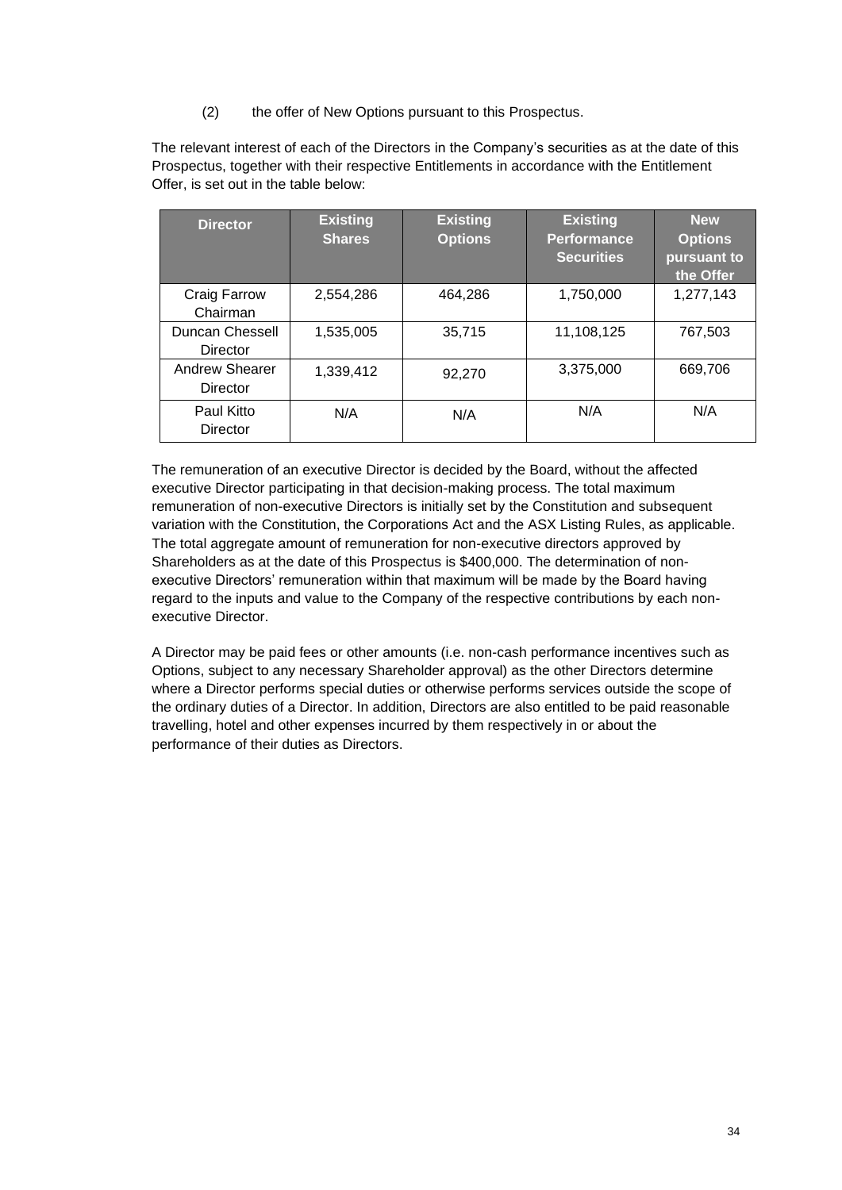(2) the offer of New Options pursuant to this Prospectus.

The relevant interest of each of the Directors in the Company's securities as at the date of this Prospectus, together with their respective Entitlements in accordance with the Entitlement Offer, is set out in the table below:

| Director | Existing Shares | Existing Options | Existing Performance Securities | New Options pursuant to the Offer |
|---|---|---|---|---|
| Craig Farrow Chairman | 2,554,286 | 464,286 | 1,750,000 | 1,277,143 |
| Duncan Chessell Director | 1,535,005 | 35,715 | 11,108,125 | 767,503 |
| Andrew Shearer Director | 1,339,412 | 92,270 | 3,375,000 | 669,706 |
| Paul Kitto Director | N/A | N/A | N/A | N/A |

The remuneration of an executive Director is decided by the Board, without the affected executive Director participating in that decision-making process. The total maximum remuneration of non-executive Directors is initially set by the Constitution and subsequent variation with the Constitution, the Corporations Act and the ASX Listing Rules, as applicable. The total aggregate amount of remuneration for non-executive directors approved by Shareholders as at the date of this Prospectus is $400,000. The determination of non-executive Directors' remuneration within that maximum will be made by the Board having regard to the inputs and value to the Company of the respective contributions by each non-executive Director.

A Director may be paid fees or other amounts (i.e. non-cash performance incentives such as Options, subject to any necessary Shareholder approval) as the other Directors determine where a Director performs special duties or otherwise performs services outside the scope of the ordinary duties of a Director. In addition, Directors are also entitled to be paid reasonable travelling, hotel and other expenses incurred by them respectively in or about the performance of their duties as Directors.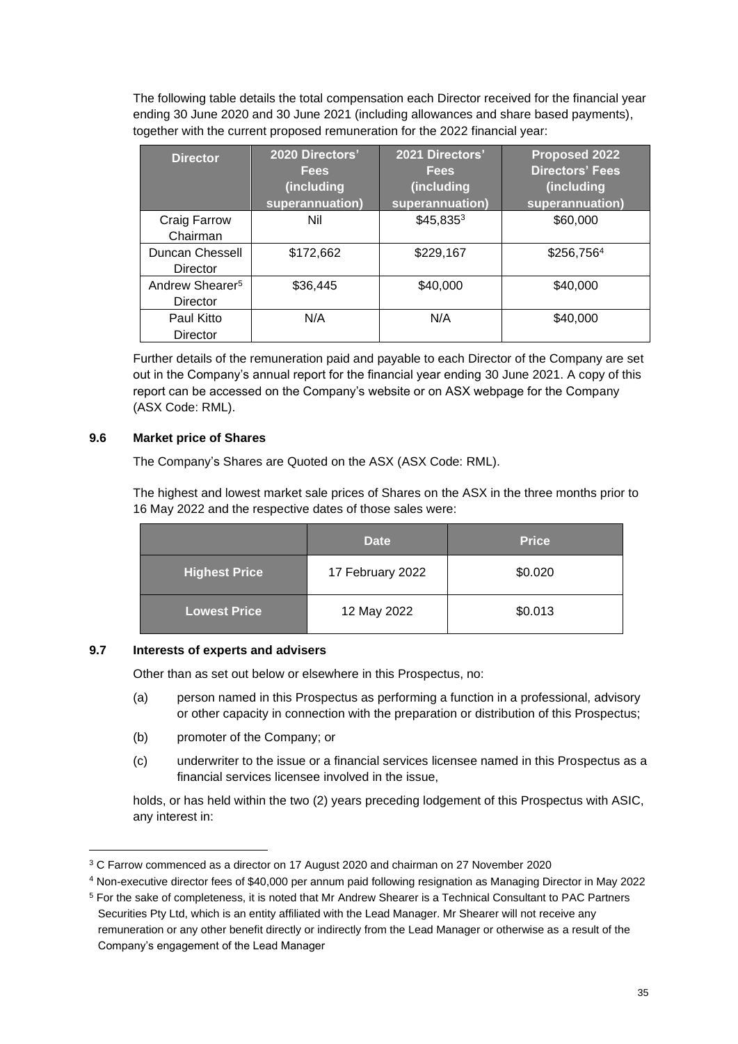The following table details the total compensation each Director received for the financial year ending 30 June 2020 and 30 June 2021 (including allowances and share based payments), together with the current proposed remuneration for the 2022 financial year:

| Director | 2020 Directors' Fees (including superannuation) | 2021 Directors' Fees (including superannuation) | Proposed 2022 Directors' Fees (including superannuation) |
|---|---|---|---|
| Craig Farrow Chairman | Nil | $45,835[3] | $60,000 |
| Duncan Chessell Director | $172,662 | $229,167 | $256,756[4] |
| Andrew Shearer[5] Director | $36,445 | $40,000 | $40,000 |
| Paul Kitto Director | N/A | N/A | $40,000 |

Further details of the remuneration paid and payable to each Director of the Company are set out in the Company's annual report for the financial year ending 30 June 2021. A copy of this report can be accessed on the Company's website or on ASX webpage for the Company (ASX Code: RML).

### 9.6 Market price of Shares

The Company's Shares are Quoted on the ASX (ASX Code: RML).

The highest and lowest market sale prices of Shares on the ASX in the three months prior to 16 May 2022 and the respective dates of those sales were:

| | Date | Price |
|---|---|---|
| **Highest Price** | 17 February 2022 | $0.020 |
| **Lowest Price** | 12 May 2022 | $0.013 |

### 9.7 Interests of experts and advisers

Other than as set out below or elsewhere in this Prospectus, no:

(a) person named in this Prospectus as performing a function in a professional, advisory or other capacity in connection with the preparation or distribution of this Prospectus;

(b) promoter of the Company; or

(c) underwriter to the issue or a financial services licensee named in this Prospectus as a financial services licensee involved in the issue,

holds, or has held within the two (2) years preceding lodgement of this Prospectus with ASIC, any interest in:

---

[3] C Farrow commenced as a director on 17 August 2020 and chairman on 27 November 2020

[4] Non-executive director fees of $40,000 per annum paid following resignation as Managing Director in May 2022

[5] For the sake of completeness, it is noted that Mr Andrew Shearer is a Technical Consultant to PAC Partners Securities Pty Ltd, which is an entity affiliated with the Lead Manager. Mr Shearer will not receive any remuneration or any other benefit directly or indirectly from the Lead Manager or otherwise as a result of the Company's engagement of the Lead Manager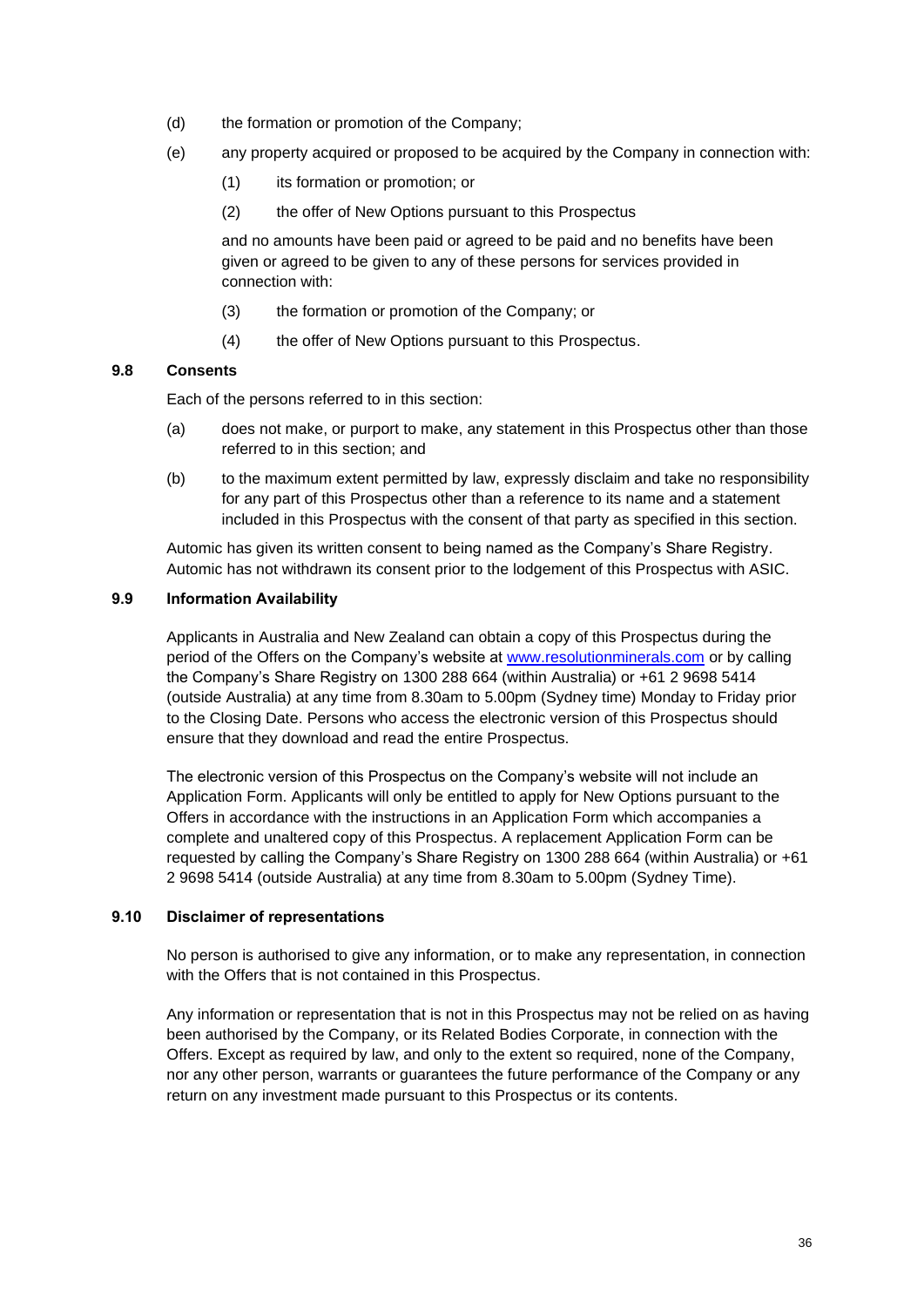(d) the formation or promotion of the Company;

(e) any property acquired or proposed to be acquired by the Company in connection with:

(1) its formation or promotion; or

(2) the offer of New Options pursuant to this Prospectus

and no amounts have been paid or agreed to be paid and no benefits have been given or agreed to be given to any of these persons for services provided in connection with:

(3) the formation or promotion of the Company; or

(4) the offer of New Options pursuant to this Prospectus.

### 9.8 Consents

Each of the persons referred to in this section:

(a) does not make, or purport to make, any statement in this Prospectus other than those referred to in this section; and

(b) to the maximum extent permitted by law, expressly disclaim and take no responsibility for any part of this Prospectus other than a reference to its name and a statement included in this Prospectus with the consent of that party as specified in this section.

Automic has given its written consent to being named as the Company's Share Registry. Automic has not withdrawn its consent prior to the lodgement of this Prospectus with ASIC.

### 9.9 Information Availability

Applicants in Australia and New Zealand can obtain a copy of this Prospectus during the period of the Offers on the Company's website at [www.resolutionminerals.com](http://www.resolutionminerals.com) or by calling the Company's Share Registry on 1300 288 664 (within Australia) or +61 2 9698 5414 (outside Australia) at any time from 8.30am to 5.00pm (Sydney time) Monday to Friday prior to the Closing Date. Persons who access the electronic version of this Prospectus should ensure that they download and read the entire Prospectus.

The electronic version of this Prospectus on the Company's website will not include an Application Form. Applicants will only be entitled to apply for New Options pursuant to the Offers in accordance with the instructions in an Application Form which accompanies a complete and unaltered copy of this Prospectus. A replacement Application Form can be requested by calling the Company's Share Registry on 1300 288 664 (within Australia) or +61 2 9698 5414 (outside Australia) at any time from 8.30am to 5.00pm (Sydney Time).

### 9.10 Disclaimer of representations

No person is authorised to give any information, or to make any representation, in connection with the Offers that is not contained in this Prospectus.

Any information or representation that is not in this Prospectus may not be relied on as having been authorised by the Company, or its Related Bodies Corporate, in connection with the Offers. Except as required by law, and only to the extent so required, none of the Company, nor any other person, warrants or guarantees the future performance of the Company or any return on any investment made pursuant to this Prospectus or its contents.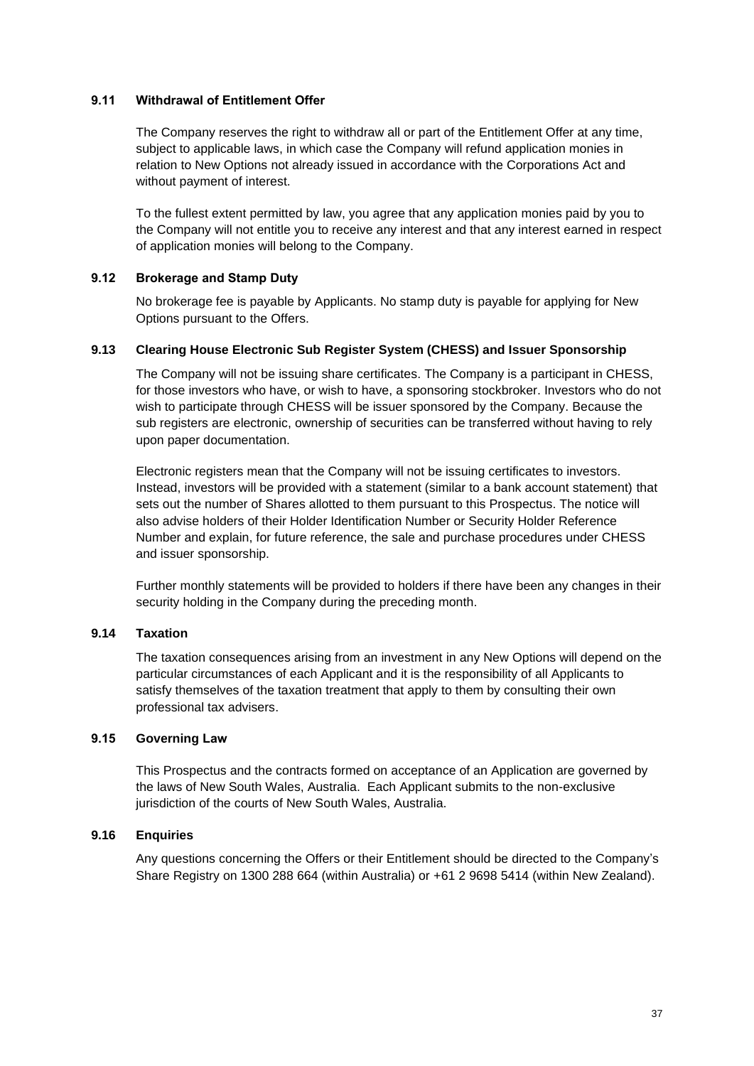### 9.11 Withdrawal of Entitlement Offer

The Company reserves the right to withdraw all or part of the Entitlement Offer at any time, subject to applicable laws, in which case the Company will refund application monies in relation to New Options not already issued in accordance with the Corporations Act and without payment of interest.

To the fullest extent permitted by law, you agree that any application monies paid by you to the Company will not entitle you to receive any interest and that any interest earned in respect of application monies will belong to the Company.

### 9.12 Brokerage and Stamp Duty

No brokerage fee is payable by Applicants. No stamp duty is payable for applying for New Options pursuant to the Offers.

### 9.13 Clearing House Electronic Sub Register System (CHESS) and Issuer Sponsorship

The Company will not be issuing share certificates. The Company is a participant in CHESS, for those investors who have, or wish to have, a sponsoring stockbroker. Investors who do not wish to participate through CHESS will be issuer sponsored by the Company. Because the sub registers are electronic, ownership of securities can be transferred without having to rely upon paper documentation.

Electronic registers mean that the Company will not be issuing certificates to investors. Instead, investors will be provided with a statement (similar to a bank account statement) that sets out the number of Shares allotted to them pursuant to this Prospectus. The notice will also advise holders of their Holder Identification Number or Security Holder Reference Number and explain, for future reference, the sale and purchase procedures under CHESS and issuer sponsorship.

Further monthly statements will be provided to holders if there have been any changes in their security holding in the Company during the preceding month.

### 9.14 Taxation

The taxation consequences arising from an investment in any New Options will depend on the particular circumstances of each Applicant and it is the responsibility of all Applicants to satisfy themselves of the taxation treatment that apply to them by consulting their own professional tax advisers.

### 9.15 Governing Law

This Prospectus and the contracts formed on acceptance of an Application are governed by the laws of New South Wales, Australia. Each Applicant submits to the non-exclusive jurisdiction of the courts of New South Wales, Australia.

### 9.16 Enquiries

Any questions concerning the Offers or their Entitlement should be directed to the Company's Share Registry on 1300 288 664 (within Australia) or +61 2 9698 5414 (within New Zealand).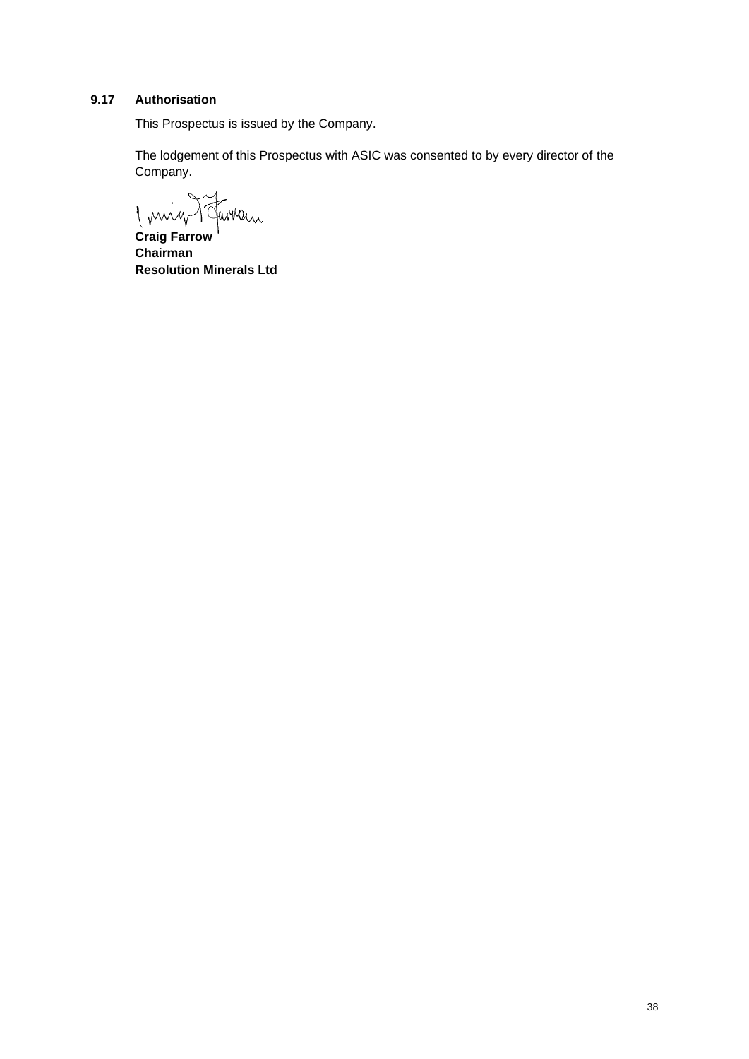### 9.17 Authorisation

This Prospectus is issued by the Company.

The lodgement of this Prospectus with ASIC was consented to by every director of the Company.

**Craig Farrow**
**Chairman**
**Resolution Minerals Ltd**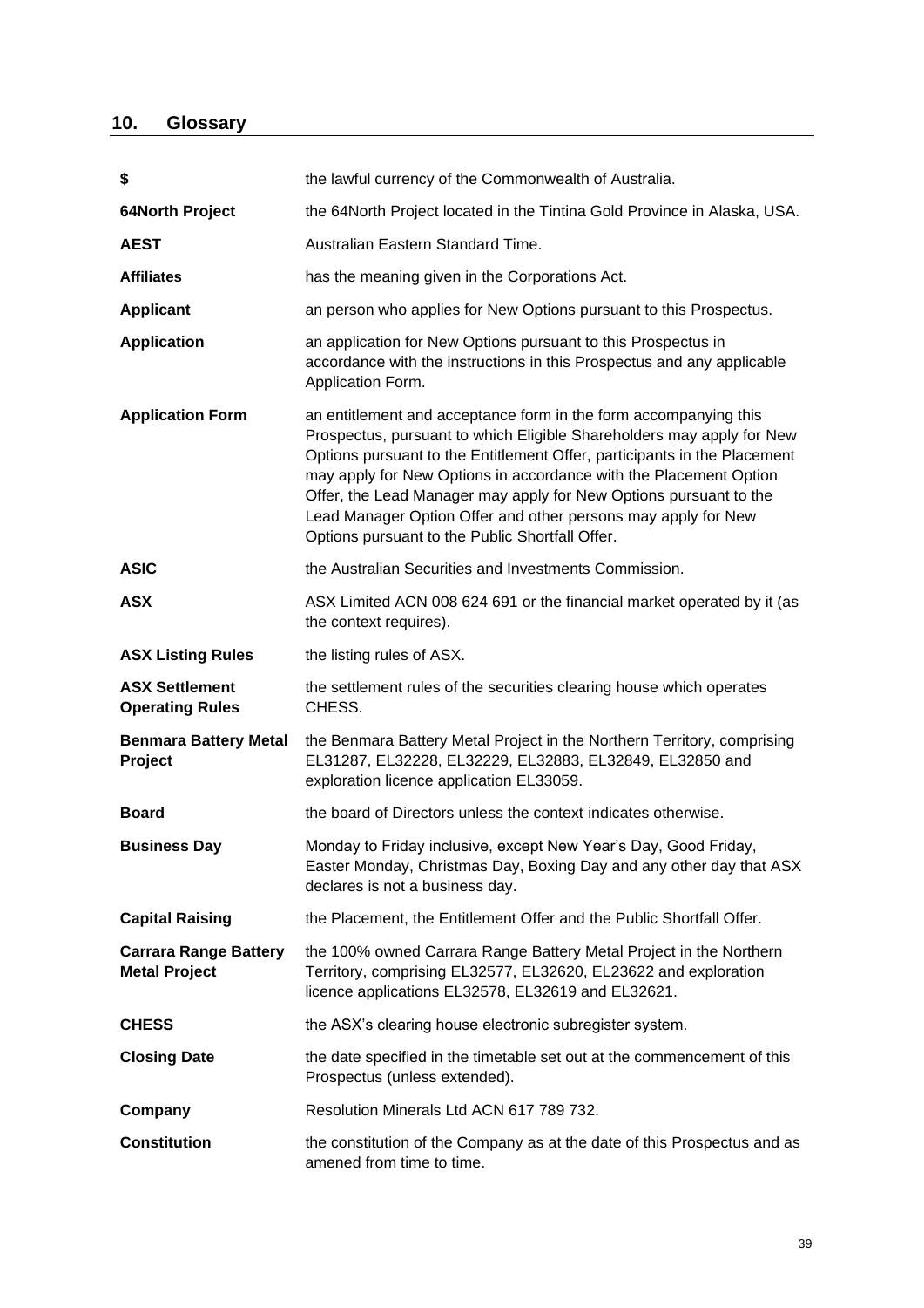## 10. Glossary

| | |
|---|---|
| **$** | the lawful currency of the Commonwealth of Australia. |
| **64North Project** | the 64North Project located in the Tintina Gold Province in Alaska, USA. |
| **AEST** | Australian Eastern Standard Time. |
| **Affiliates** | has the meaning given in the Corporations Act. |
| **Applicant** | an person who applies for New Options pursuant to this Prospectus. |
| **Application** | an application for New Options pursuant to this Prospectus in accordance with the instructions in this Prospectus and any applicable Application Form. |
| **Application Form** | an entitlement and acceptance form in the form accompanying this Prospectus, pursuant to which Eligible Shareholders may apply for New Options pursuant to the Entitlement Offer, participants in the Placement may apply for New Options in accordance with the Placement Option Offer, the Lead Manager may apply for New Options pursuant to the Lead Manager Option Offer and other persons may apply for New Options pursuant to the Public Shortfall Offer. |
| **ASIC** | the Australian Securities and Investments Commission. |
| **ASX** | ASX Limited ACN 008 624 691 or the financial market operated by it (as the context requires). |
| **ASX Listing Rules** | the listing rules of ASX. |
| **ASX Settlement Operating Rules** | the settlement rules of the securities clearing house which operates CHESS. |
| **Benmara Battery Metal Project** | the Benmara Battery Metal Project in the Northern Territory, comprising EL31287, EL32228, EL32229, EL32883, EL32849, EL32850 and exploration licence application EL33059. |
| **Board** | the board of Directors unless the context indicates otherwise. |
| **Business Day** | Monday to Friday inclusive, except New Year's Day, Good Friday, Easter Monday, Christmas Day, Boxing Day and any other day that ASX declares is not a business day. |
| **Capital Raising** | the Placement, the Entitlement Offer and the Public Shortfall Offer. |
| **Carrara Range Battery Metal Project** | the 100% owned Carrara Range Battery Metal Project in the Northern Territory, comprising EL32577, EL32620, EL23622 and exploration licence applications EL32578, EL32619 and EL32621. |
| **CHESS** | the ASX's clearing house electronic subregister system. |
| **Closing Date** | the date specified in the timetable set out at the commencement of this Prospectus (unless extended). |
| **Company** | Resolution Minerals Ltd ACN 617 789 732. |
| **Constitution** | the constitution of the Company as at the date of this Prospectus and as amened from time to time. |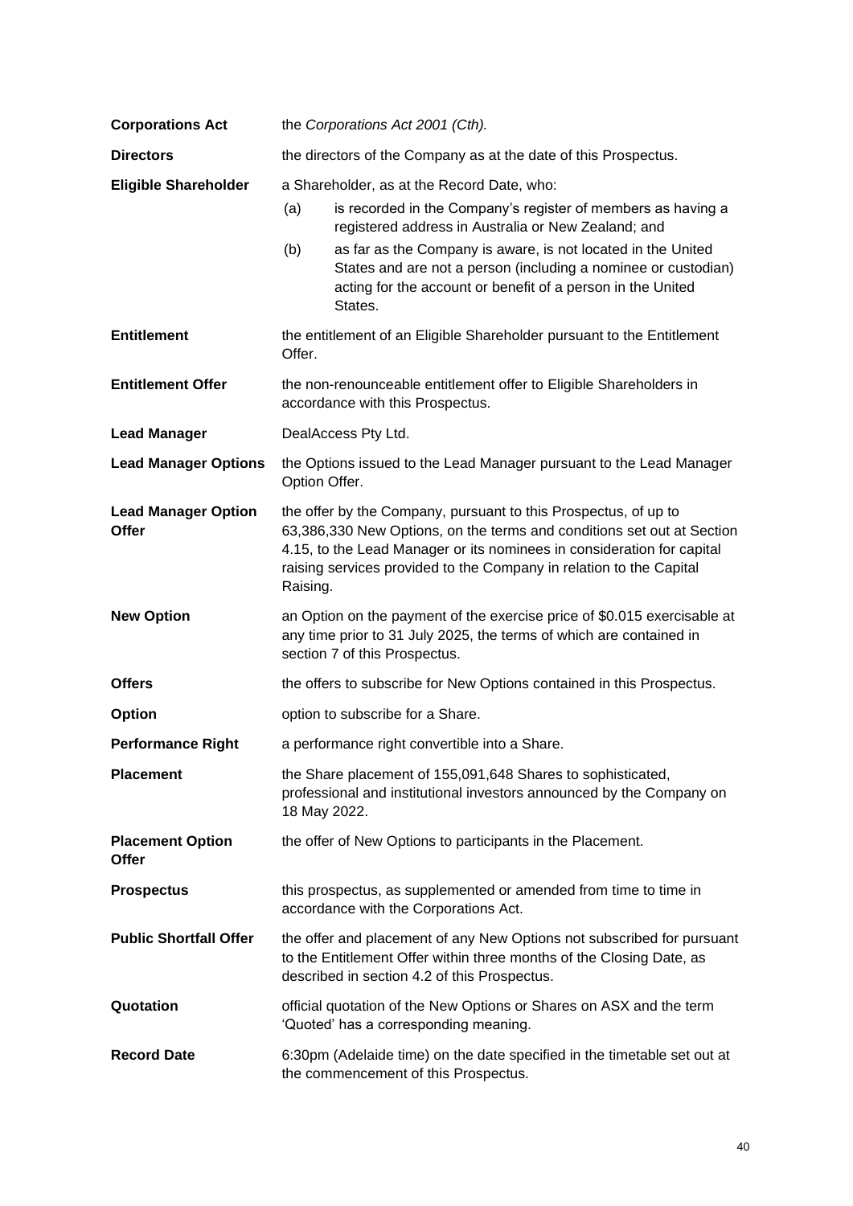**Corporations Act** the *Corporations Act 2001 (Cth).*

**Directors** the directors of the Company as at the date of this Prospectus.

**Eligible Shareholder** a Shareholder, as at the Record Date, who:

(a) is recorded in the Company's register of members as having a registered address in Australia or New Zealand; and

(b) as far as the Company is aware, is not located in the United States and are not a person (including a nominee or custodian) acting for the account or benefit of a person in the United States.

**Entitlement** the entitlement of an Eligible Shareholder pursuant to the Entitlement Offer.

**Entitlement Offer** the non-renounceable entitlement offer to Eligible Shareholders in accordance with this Prospectus.

**Lead Manager** DealAccess Pty Ltd.

**Lead Manager Options** the Options issued to the Lead Manager pursuant to the Lead Manager Option Offer.

**Lead Manager Option Offer** the offer by the Company, pursuant to this Prospectus, of up to 63,386,330 New Options, on the terms and conditions set out at Section 4.15, to the Lead Manager or its nominees in consideration for capital raising services provided to the Company in relation to the Capital Raising.

**New Option** an Option on the payment of the exercise price of $0.015 exercisable at any time prior to 31 July 2025, the terms of which are contained in section 7 of this Prospectus.

**Offers** the offers to subscribe for New Options contained in this Prospectus.

**Option** option to subscribe for a Share.

**Performance Right** a performance right convertible into a Share.

**Placement** the Share placement of 155,091,648 Shares to sophisticated, professional and institutional investors announced by the Company on 18 May 2022.

**Placement Option Offer** the offer of New Options to participants in the Placement.

**Prospectus** this prospectus, as supplemented or amended from time to time in accordance with the Corporations Act.

**Public Shortfall Offer** the offer and placement of any New Options not subscribed for pursuant to the Entitlement Offer within three months of the Closing Date, as described in section 4.2 of this Prospectus.

**Quotation** official quotation of the New Options or Shares on ASX and the term 'Quoted' has a corresponding meaning.

**Record Date** 6:30pm (Adelaide time) on the date specified in the timetable set out at the commencement of this Prospectus.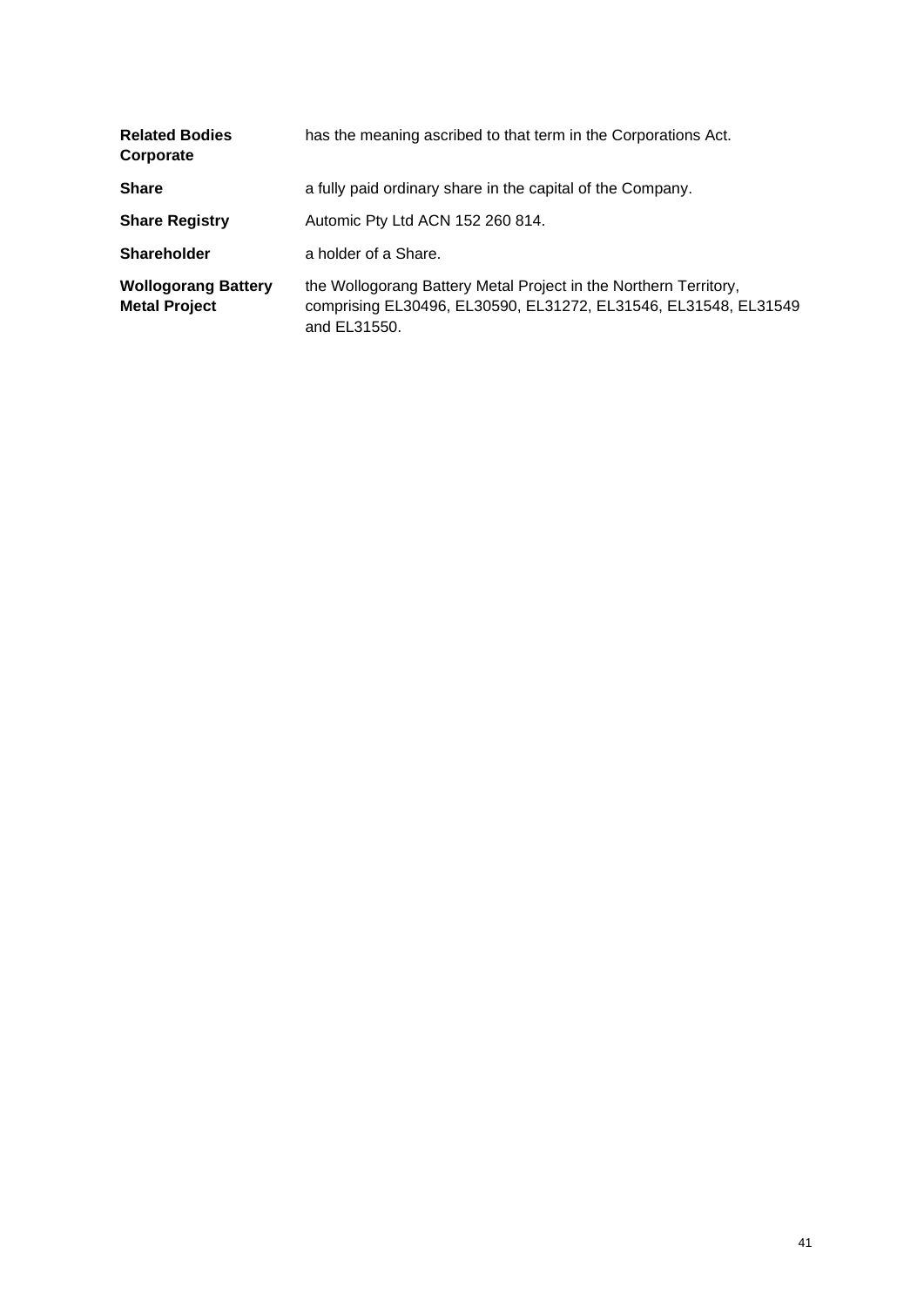| | |
|---|---|
| **Related Bodies Corporate** | has the meaning ascribed to that term in the Corporations Act. |
| **Share** | a fully paid ordinary share in the capital of the Company. |
| **Share Registry** | Automic Pty Ltd ACN 152 260 814. |
| **Shareholder** | a holder of a Share. |
| **Wollogorang Battery Metal Project** | the Wollogorang Battery Metal Project in the Northern Territory, comprising EL30496, EL30590, EL31272, EL31546, EL31548, EL31549 and EL31550. |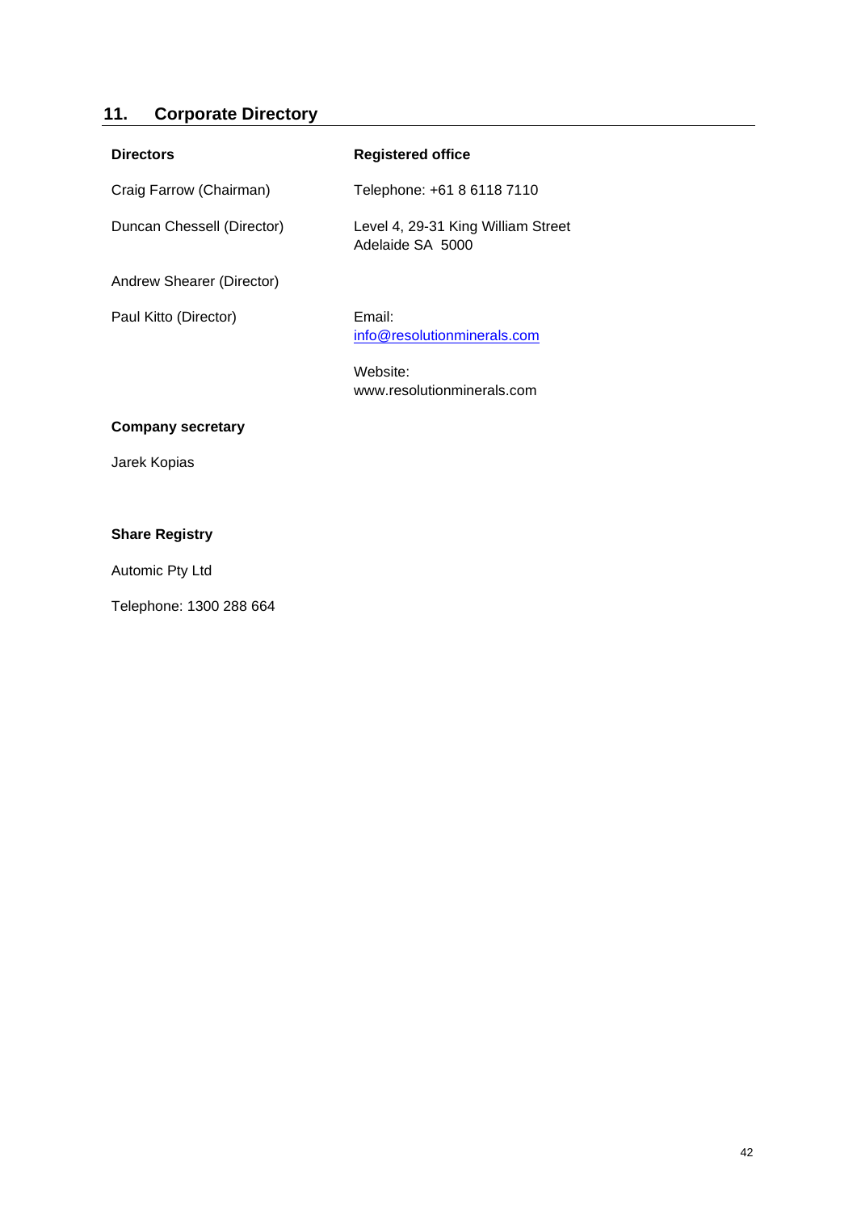## 11. Corporate Directory

**Directors**

Craig Farrow (Chairman)

Duncan Chessell (Director)

Andrew Shearer (Director)

Paul Kitto (Director)

**Registered office**

Telephone: +61 8 6118 7110

Level 4, 29-31 King William Street
Adelaide SA 5000

Email:
info@resolutionminerals.com

Website:
www.resolutionminerals.com

**Company secretary**

Jarek Kopias

**Share Registry**

Automic Pty Ltd

Telephone: 1300 288 664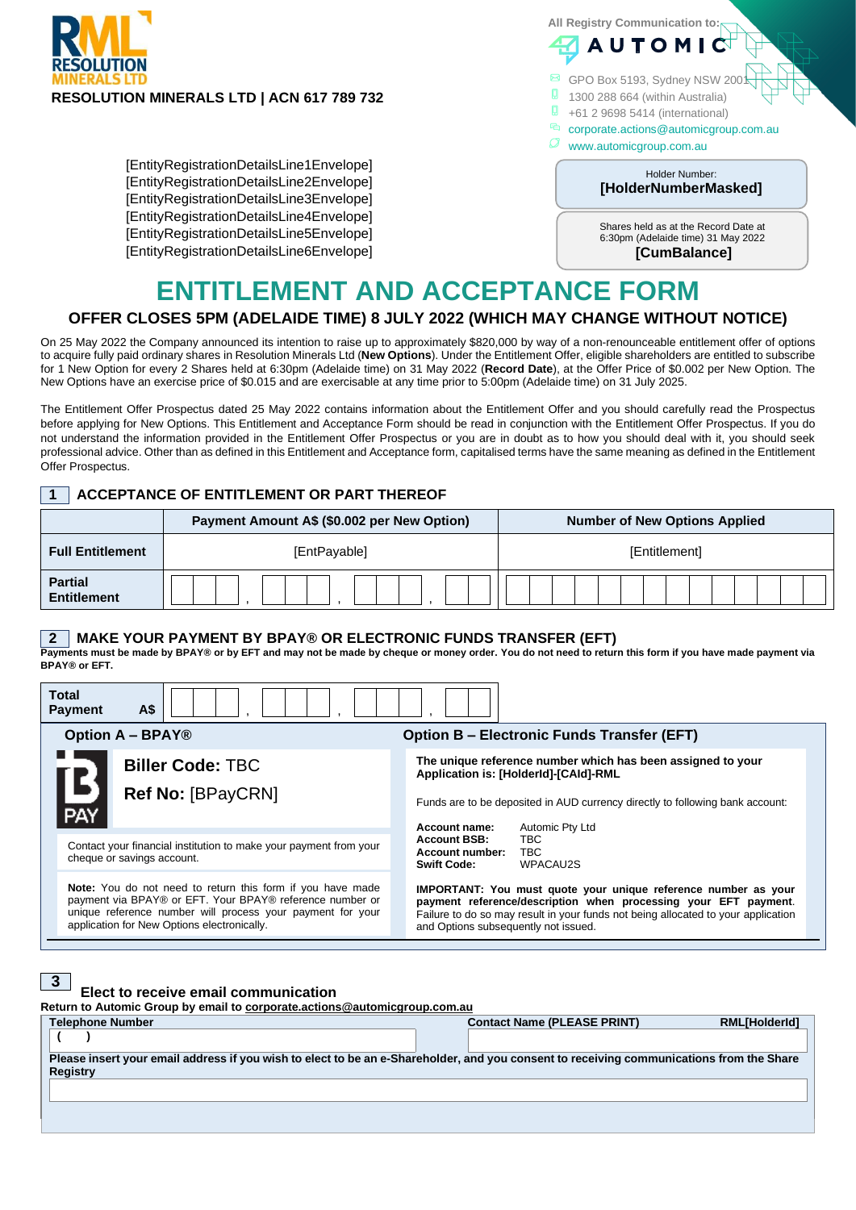**RESOLUTION MINERALS LTD | ACN 617 789 732**

All Registry Communication to:
AUTOMIC
GPO Box 5193, Sydney NSW 2001
1300 288 664 (within Australia)
+61 2 9698 5414 (international)
corporate.actions@automicgroup.com.au
www.automicgroup.com.au

[EntityRegistrationDetailsLine1Envelope]
[EntityRegistrationDetailsLine2Envelope]
[EntityRegistrationDetailsLine3Envelope]
[EntityRegistrationDetailsLine4Envelope]
[EntityRegistrationDetailsLine5Envelope]
[EntityRegistrationDetailsLine6Envelope]

Holder Number:
**[HolderNumberMasked]**

Shares held as at the Record Date at 6:30pm (Adelaide time) 31 May 2022
**[CumBalance]**

# ENTITLEMENT AND ACCEPTANCE FORM

## OFFER CLOSES 5PM (ADELAIDE TIME) 8 JULY 2022 (WHICH MAY CHANGE WITHOUT NOTICE)

On 25 May 2022 the Company announced its intention to raise up to approximately $820,000 by way of a non-renounceable entitlement offer of options to acquire fully paid ordinary shares in Resolution Minerals Ltd (**New Options**). Under the Entitlement Offer, eligible shareholders are entitled to subscribe for 1 New Option for every 2 Shares held at 6:30pm (Adelaide time) on 31 May 2022 (**Record Date**), at the Offer Price of $0.002 per New Option. The New Options have an exercise price of $0.015 and are exercisable at any time prior to 5:00pm (Adelaide time) on 31 July 2025.

The Entitlement Offer Prospectus dated 25 May 2022 contains information about the Entitlement Offer and you should carefully read the Prospectus before applying for New Options. This Entitlement and Acceptance Form should be read in conjunction with the Entitlement Offer Prospectus. If you do not understand the information provided in the Entitlement Offer Prospectus or you are in doubt as to how you should deal with it, you should seek professional advice. Other than as defined in this Entitlement and Acceptance form, capitalised terms have the same meaning as defined in the Entitlement Offer Prospectus.

### 1 ACCEPTANCE OF ENTITLEMENT OR PART THEREOF

| | Payment Amount A$ ($0.002 per New Option) | Number of New Options Applied |
|---|---|---|
| **Full Entitlement** | [EntPayable] | [Entitlement] |
| **Partial Entitlement** | ___ , ___ , ___ , ___ | |

### 2 MAKE YOUR PAYMENT BY BPAY® OR ELECTRONIC FUNDS TRANSFER (EFT)

**Payments must be made by BPAY® or by EFT and may not be made by cheque or money order. You do not need to return this form if you have made payment via BPAY® or EFT.**

| **Total Payment A$** | ___ , ___ , ___ , ___ |
|---|---|

**Option A – BPAY®**

**Biller Code:** TBC

**Ref No:** [BPayCRN]

Contact your financial institution to make your payment from your cheque or savings account.

**Note:** You do not need to return this form if you have made payment via BPAY® or EFT. Your BPAY® reference number or unique reference number will process your payment for your application for New Options electronically.

**Option B – Electronic Funds Transfer (EFT)**

**The unique reference number which has been assigned to your Application is: [HolderId]-[CAId]-RML**

Funds are to be deposited in AUD currency directly to following bank account:

**Account name:** Automic Pty Ltd
**Account BSB:** TBC
**Account number:** TBC
**Swift Code:** WPACAU2S

**IMPORTANT: You must quote your unique reference number as your payment reference/description when processing your EFT payment**. Failure to do so may result in your funds not being allocated to your application and Options subsequently not issued.

### 3 Elect to receive email communication

**Return to Automic Group by email to corporate.actions@automicgroup.com.au**

| **Telephone Number** | **Contact Name (PLEASE PRINT)** | **RML[HolderId]** |
|---|---|---|
| ( ) | | |

**Please insert your email address if you wish to elect to be an e-Shareholder, and you consent to receiving communications from the Share Registry**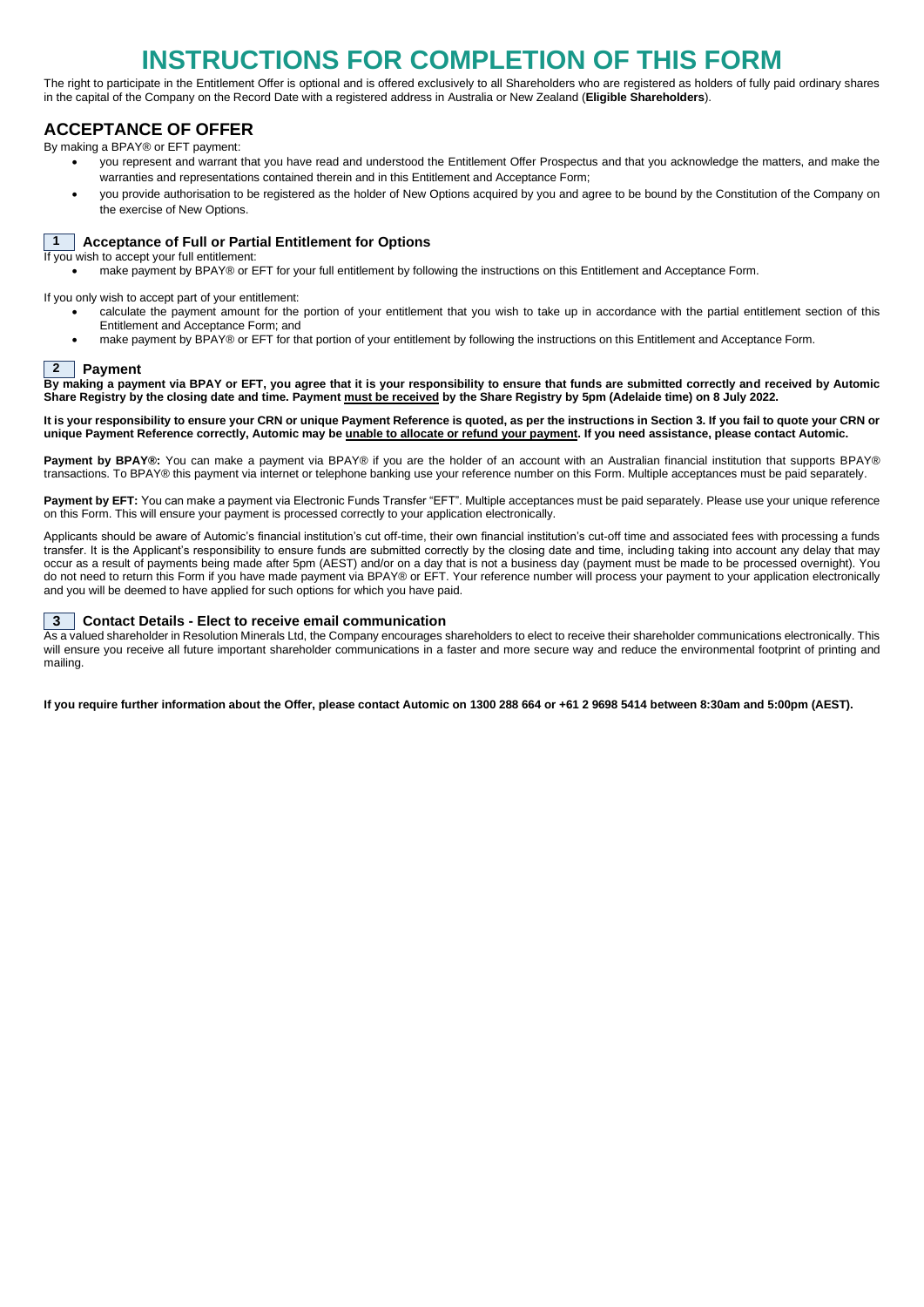# INSTRUCTIONS FOR COMPLETION OF THIS FORM

The right to participate in the Entitlement Offer is optional and is offered exclusively to all Shareholders who are registered as holders of fully paid ordinary shares in the capital of the Company on the Record Date with a registered address in Australia or New Zealand (**Eligible Shareholders**).

## ACCEPTANCE OF OFFER

By making a BPAY® or EFT payment:

- you represent and warrant that you have read and understood the Entitlement Offer Prospectus and that you acknowledge the matters, and make the warranties and representations contained therein and in this Entitlement and Acceptance Form;
- you provide authorisation to be registered as the holder of New Options acquired by you and agree to be bound by the Constitution of the Company on the exercise of New Options.

### 1 Acceptance of Full or Partial Entitlement for Options

If you wish to accept your full entitlement:

- make payment by BPAY® or EFT for your full entitlement by following the instructions on this Entitlement and Acceptance Form.

If you only wish to accept part of your entitlement:

- calculate the payment amount for the portion of your entitlement that you wish to take up in accordance with the partial entitlement section of this Entitlement and Acceptance Form; and
- make payment by BPAY® or EFT for that portion of your entitlement by following the instructions on this Entitlement and Acceptance Form.

### 2 Payment

**By making a payment via BPAY or EFT, you agree that it is your responsibility to ensure that funds are submitted correctly and received by Automic Share Registry by the closing date and time. Payment <u>must be received</u> by the Share Registry by 5pm (Adelaide time) on 8 July 2022.**

**It is your responsibility to ensure your CRN or unique Payment Reference is quoted, as per the instructions in Section 3. If you fail to quote your CRN or unique Payment Reference correctly, Automic may be <u>unable to allocate or refund your payment</u>. If you need assistance, please contact Automic.**

**Payment by BPAY®:** You can make a payment via BPAY® if you are the holder of an account with an Australian financial institution that supports BPAY® transactions. To BPAY® this payment via internet or telephone banking use your reference number on this Form. Multiple acceptances must be paid separately.

**Payment by EFT:** You can make a payment via Electronic Funds Transfer "EFT". Multiple acceptances must be paid separately. Please use your unique reference on this Form. This will ensure your payment is processed correctly to your application electronically.

Applicants should be aware of Automic's financial institution's cut off-time, their own financial institution's cut-off time and associated fees with processing a funds transfer. It is the Applicant's responsibility to ensure funds are submitted correctly by the closing date and time, including taking into account any delay that may occur as a result of payments being made after 5pm (AEST) and/or on a day that is not a business day (payment must be made to be processed overnight). You do not need to return this Form if you have made payment via BPAY® or EFT. Your reference number will process your payment to your application electronically and you will be deemed to have applied for such options for which you have paid.

### 3 Contact Details - Elect to receive email communication

As a valued shareholder in Resolution Minerals Ltd, the Company encourages shareholders to elect to receive their shareholder communications electronically. This will ensure you receive all future important shareholder communications in a faster and more secure way and reduce the environmental footprint of printing and mailing.

**If you require further information about the Offer, please contact Automic on 1300 288 664 or +61 2 9698 5414 between 8:30am and 5:00pm (AEST).**